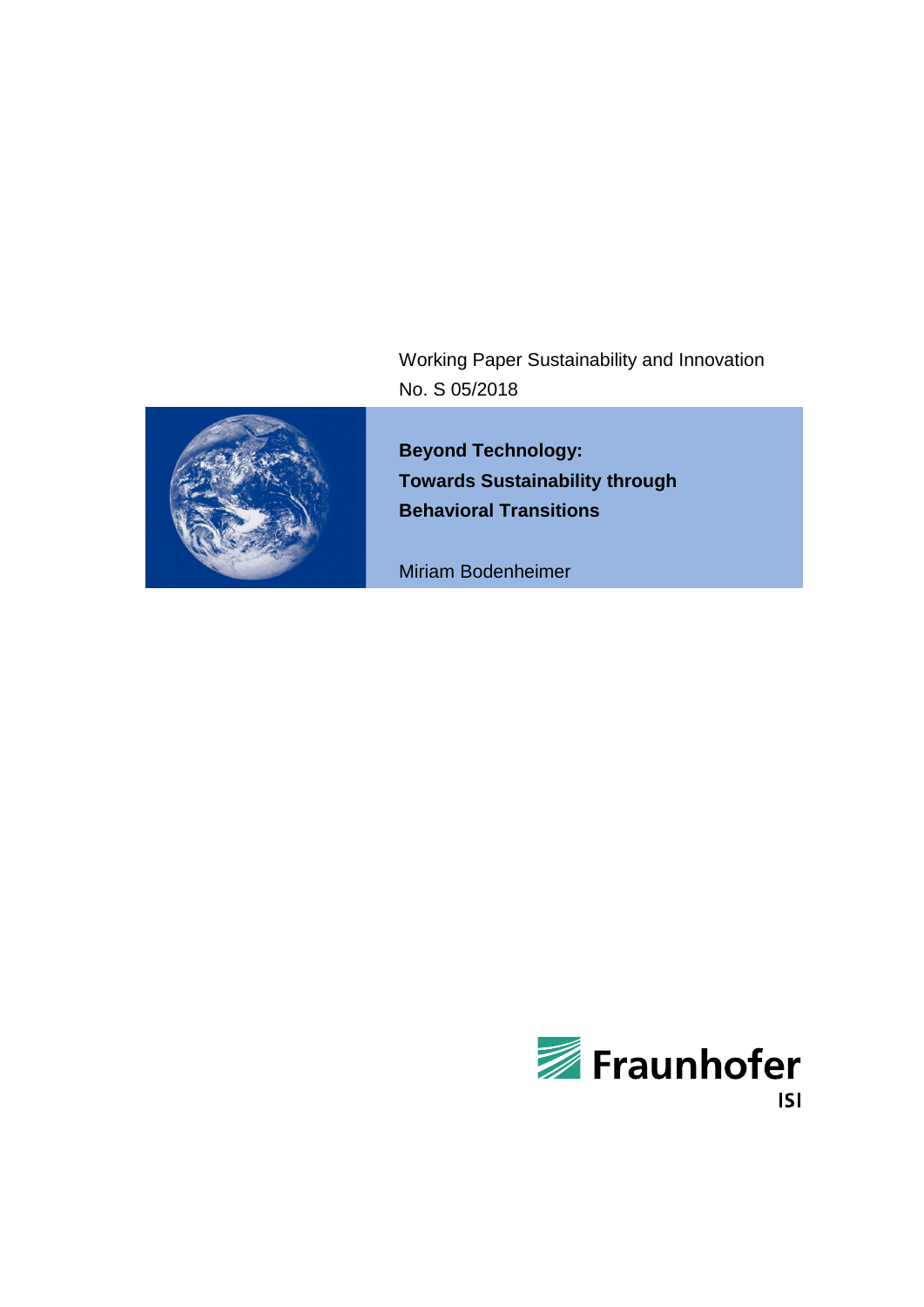Working Paper Sustainability and Innovation
No. S 05/2018

# Beyond Technology: Towards Sustainability through Behavioral Transitions

Miriam Bodenheimer

Fraunhofer ISI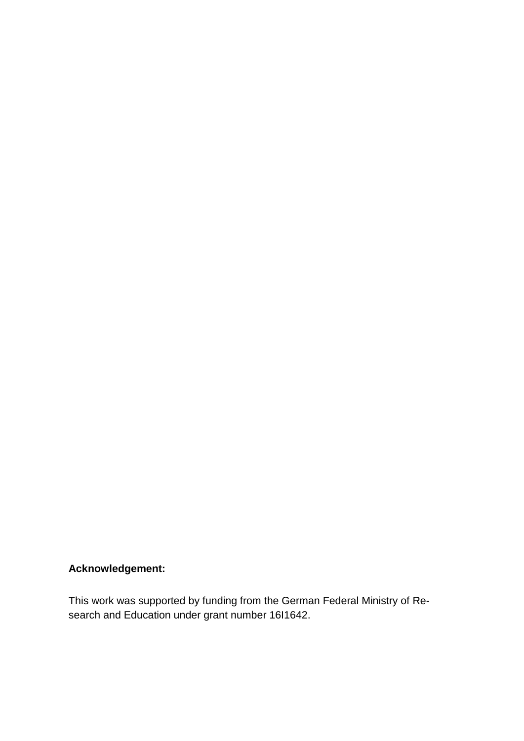**Acknowledgement:**

This work was supported by funding from the German Federal Ministry of Research and Education under grant number 16I1642.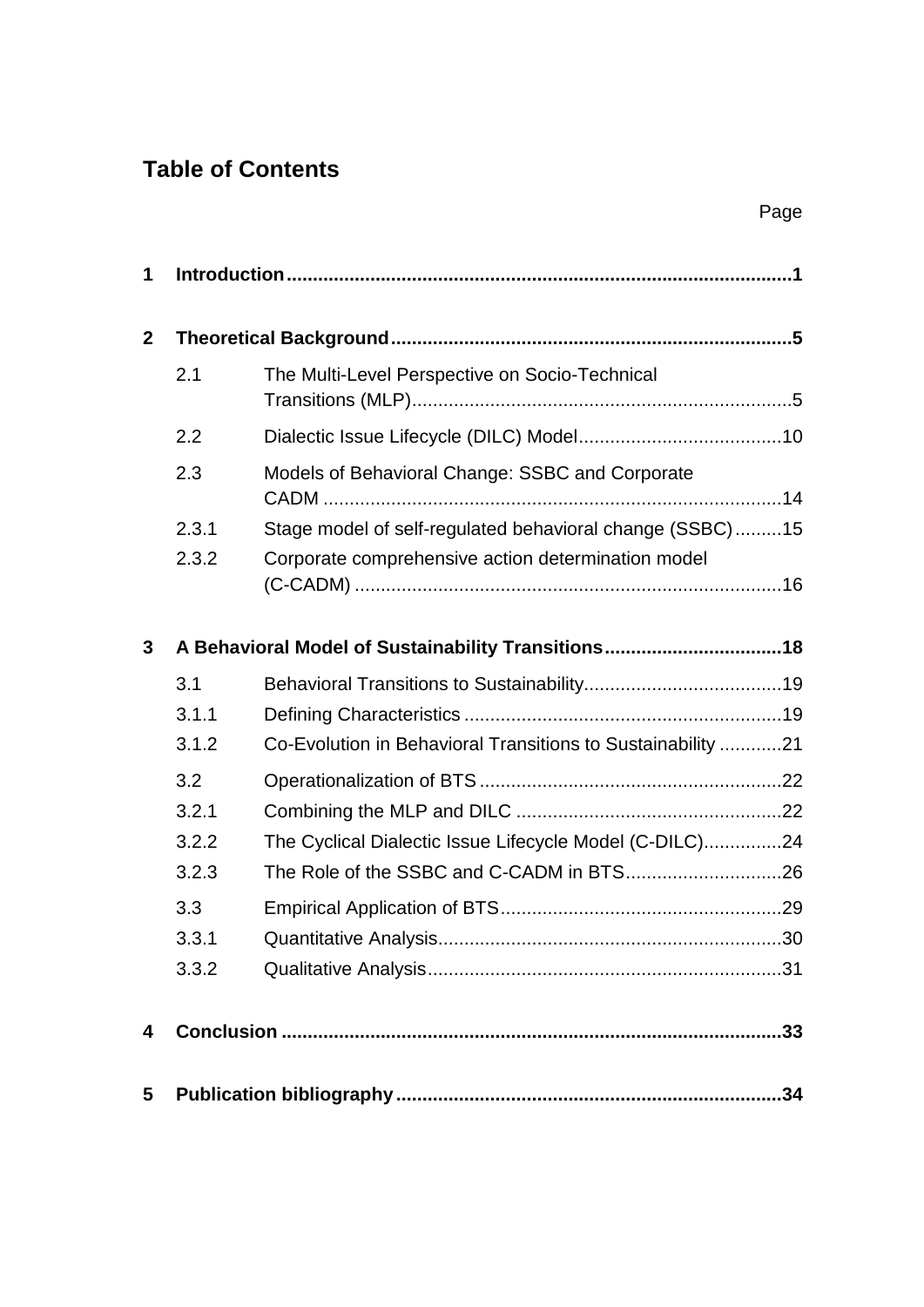## Table of Contents

Page

**1 Introduction ... 1**

**2 Theoretical Background ... 5**

- 2.1 The Multi-Level Perspective on Socio-Technical Transitions (MLP) ... 5
- 2.2 Dialectic Issue Lifecycle (DILC) Model ... 10
- 2.3 Models of Behavioral Change: SSBC and Corporate CADM ... 14
- 2.3.1 Stage model of self-regulated behavioral change (SSBC) ... 15
- 2.3.2 Corporate comprehensive action determination model (C-CADM) ... 16

**3 A Behavioral Model of Sustainability Transitions ... 18**

- 3.1 Behavioral Transitions to Sustainability ... 19
- 3.1.1 Defining Characteristics ... 19
- 3.1.2 Co-Evolution in Behavioral Transitions to Sustainability ... 21
- 3.2 Operationalization of BTS ... 22
- 3.2.1 Combining the MLP and DILC ... 22
- 3.2.2 The Cyclical Dialectic Issue Lifecycle Model (C-DILC) ... 24
- 3.2.3 The Role of the SSBC and C-CADM in BTS ... 26
- 3.3 Empirical Application of BTS ... 29
- 3.3.1 Quantitative Analysis ... 30
- 3.3.2 Qualitative Analysis ... 31

**4 Conclusion ... 33**

**5 Publication bibliography ... 34**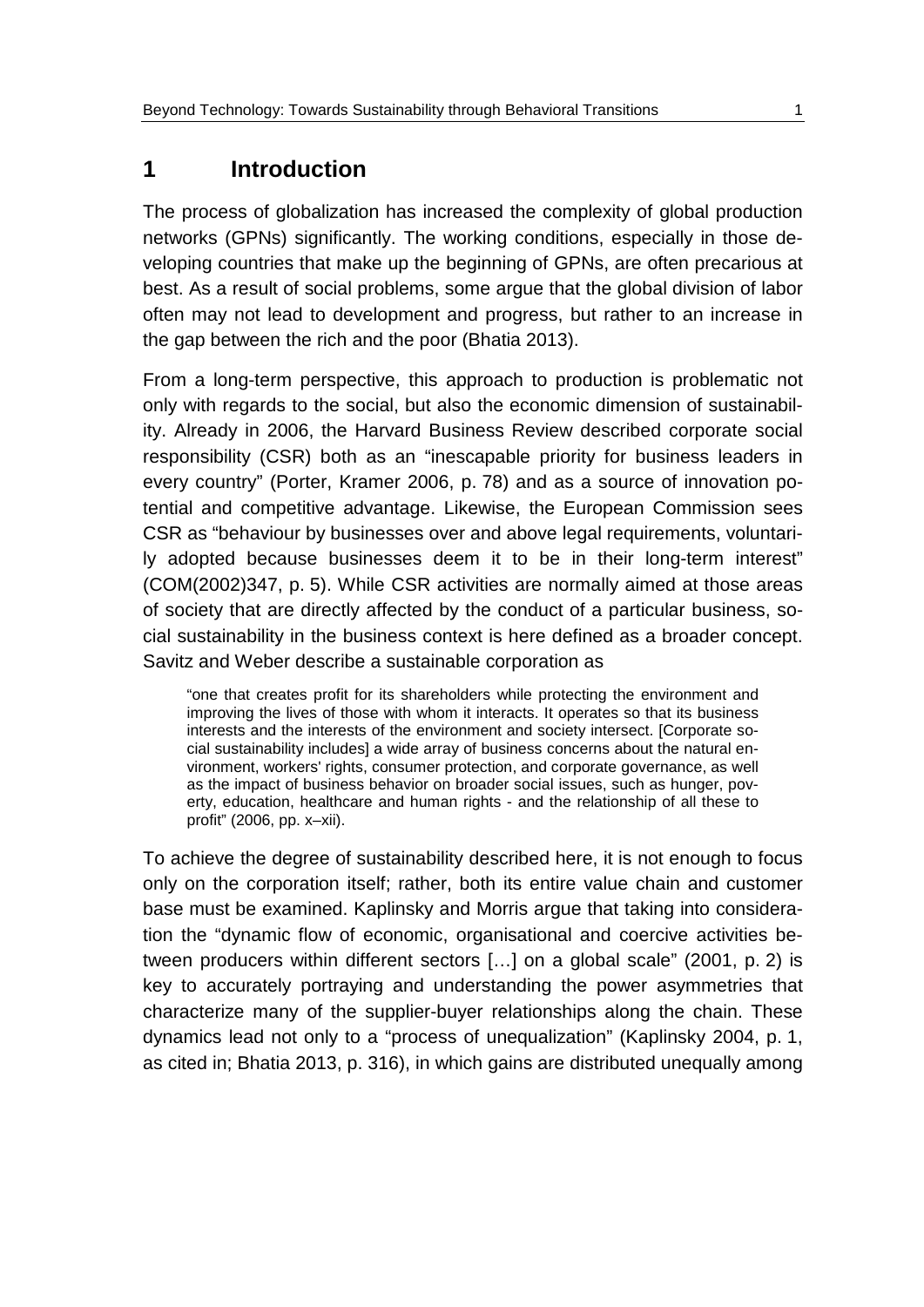# 1 Introduction

The process of globalization has increased the complexity of global production networks (GPNs) significantly. The working conditions, especially in those developing countries that make up the beginning of GPNs, are often precarious at best. As a result of social problems, some argue that the global division of labor often may not lead to development and progress, but rather to an increase in the gap between the rich and the poor (Bhatia 2013).

From a long-term perspective, this approach to production is problematic not only with regards to the social, but also the economic dimension of sustainability. Already in 2006, the Harvard Business Review described corporate social responsibility (CSR) both as an "inescapable priority for business leaders in every country" (Porter, Kramer 2006, p. 78) and as a source of innovation potential and competitive advantage. Likewise, the European Commission sees CSR as "behaviour by businesses over and above legal requirements, voluntarily adopted because businesses deem it to be in their long-term interest" (COM(2002)347, p. 5). While CSR activities are normally aimed at those areas of society that are directly affected by the conduct of a particular business, social sustainability in the business context is here defined as a broader concept. Savitz and Weber describe a sustainable corporation as

> "one that creates profit for its shareholders while protecting the environment and improving the lives of those with whom it interacts. It operates so that its business interests and the interests of the environment and society intersect. [Corporate social sustainability includes] a wide array of business concerns about the natural environment, workers' rights, consumer protection, and corporate governance, as well as the impact of business behavior on broader social issues, such as hunger, poverty, education, healthcare and human rights - and the relationship of all these to profit" (2006, pp. x–xii).

To achieve the degree of sustainability described here, it is not enough to focus only on the corporation itself; rather, both its entire value chain and customer base must be examined. Kaplinsky and Morris argue that taking into consideration the "dynamic flow of economic, organisational and coercive activities between producers within different sectors […] on a global scale" (2001, p. 2) is key to accurately portraying and understanding the power asymmetries that characterize many of the supplier-buyer relationships along the chain. These dynamics lead not only to a "process of unequalization" (Kaplinsky 2004, p. 1, as cited in; Bhatia 2013, p. 316), in which gains are distributed unequally among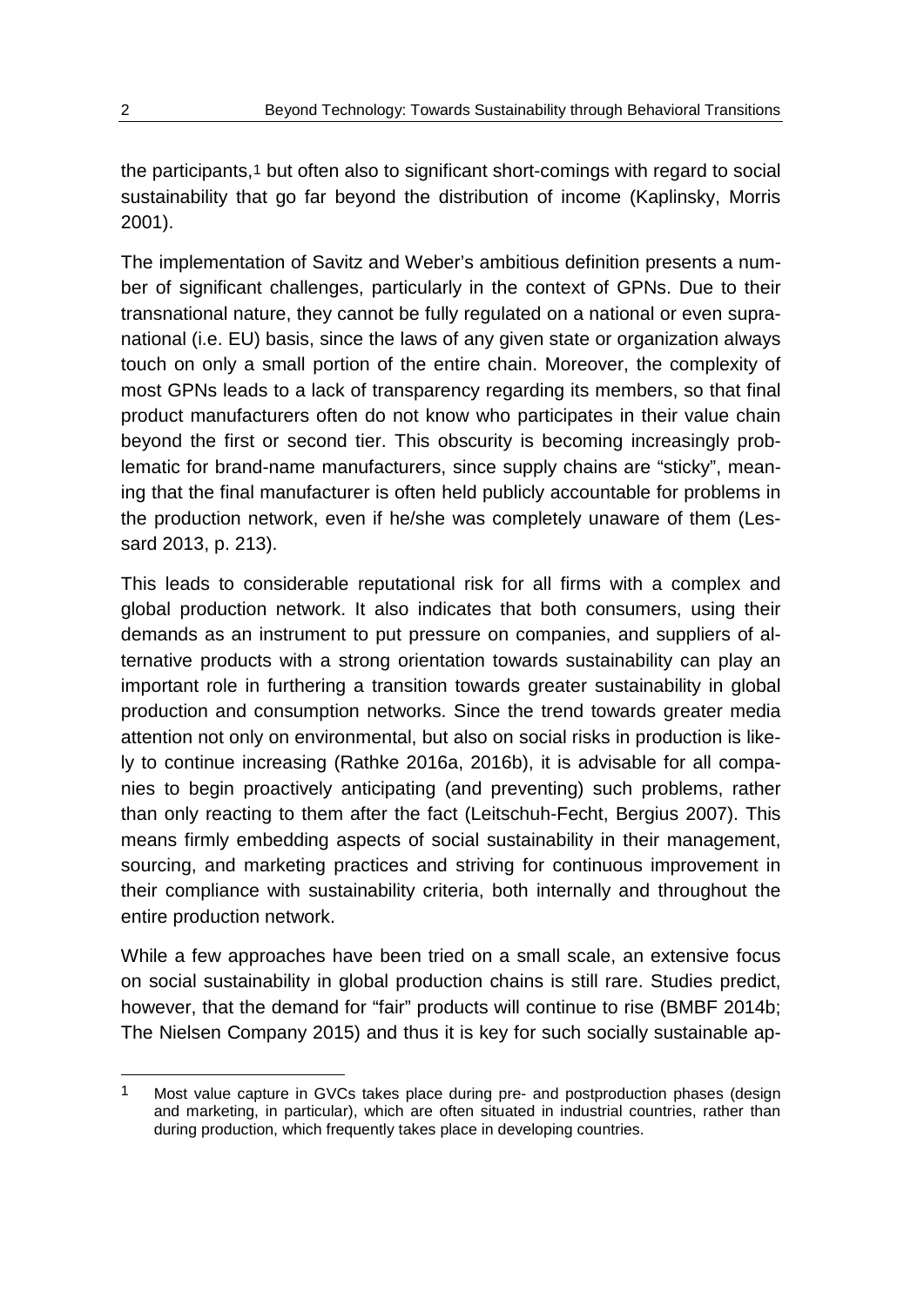the participants,[1] but often also to significant short-comings with regard to social sustainability that go far beyond the distribution of income (Kaplinsky, Morris 2001).

The implementation of Savitz and Weber's ambitious definition presents a number of significant challenges, particularly in the context of GPNs. Due to their transnational nature, they cannot be fully regulated on a national or even supranational (i.e. EU) basis, since the laws of any given state or organization always touch on only a small portion of the entire chain. Moreover, the complexity of most GPNs leads to a lack of transparency regarding its members, so that final product manufacturers often do not know who participates in their value chain beyond the first or second tier. This obscurity is becoming increasingly problematic for brand-name manufacturers, since supply chains are "sticky", meaning that the final manufacturer is often held publicly accountable for problems in the production network, even if he/she was completely unaware of them (Lessard 2013, p. 213).

This leads to considerable reputational risk for all firms with a complex and global production network. It also indicates that both consumers, using their demands as an instrument to put pressure on companies, and suppliers of alternative products with a strong orientation towards sustainability can play an important role in furthering a transition towards greater sustainability in global production and consumption networks. Since the trend towards greater media attention not only on environmental, but also on social risks in production is likely to continue increasing (Rathke 2016a, 2016b), it is advisable for all companies to begin proactively anticipating (and preventing) such problems, rather than only reacting to them after the fact (Leitschuh-Fecht, Bergius 2007). This means firmly embedding aspects of social sustainability in their management, sourcing, and marketing practices and striving for continuous improvement in their compliance with sustainability criteria, both internally and throughout the entire production network.

While a few approaches have been tried on a small scale, an extensive focus on social sustainability in global production chains is still rare. Studies predict, however, that the demand for "fair" products will continue to rise (BMBF 2014b; The Nielsen Company 2015) and thus it is key for such socially sustainable ap-

[1] Most value capture in GVCs takes place during pre- and postproduction phases (design and marketing, in particular), which are often situated in industrial countries, rather than during production, which frequently takes place in developing countries.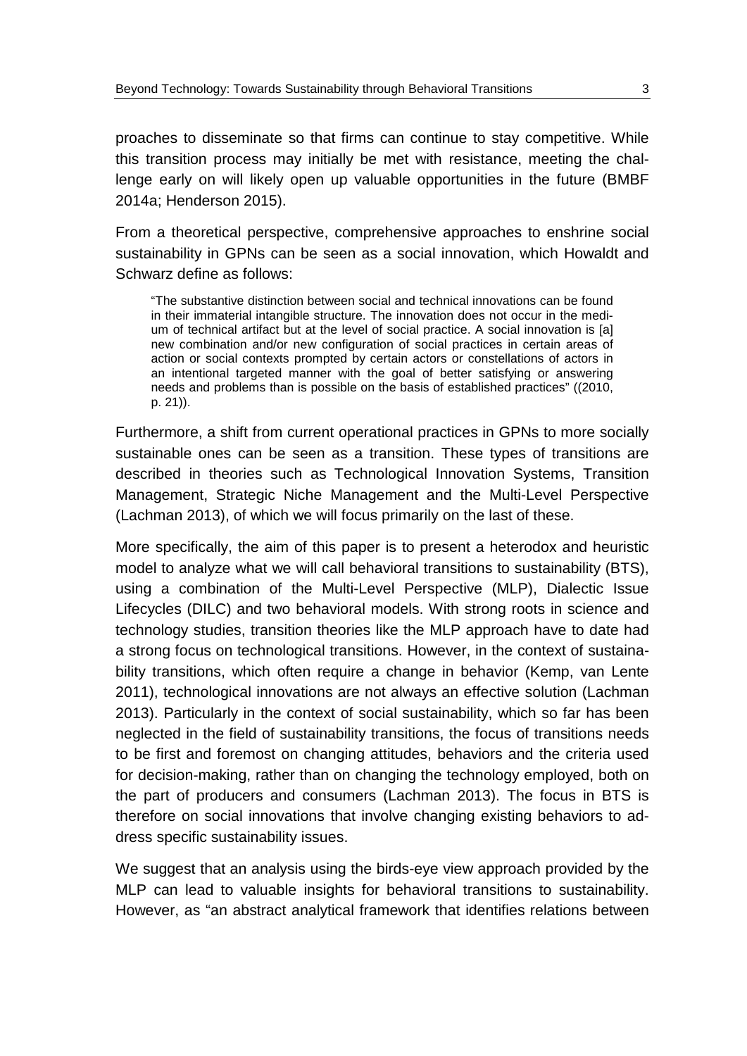proaches to disseminate so that firms can continue to stay competitive. While this transition process may initially be met with resistance, meeting the challenge early on will likely open up valuable opportunities in the future (BMBF 2014a; Henderson 2015).

From a theoretical perspective, comprehensive approaches to enshrine social sustainability in GPNs can be seen as a social innovation, which Howaldt and Schwarz define as follows:

> "The substantive distinction between social and technical innovations can be found in their immaterial intangible structure. The innovation does not occur in the medium of technical artifact but at the level of social practice. A social innovation is [a] new combination and/or new configuration of social practices in certain areas of action or social contexts prompted by certain actors or constellations of actors in an intentional targeted manner with the goal of better satisfying or answering needs and problems than is possible on the basis of established practices" ((2010, p. 21)).

Furthermore, a shift from current operational practices in GPNs to more socially sustainable ones can be seen as a transition. These types of transitions are described in theories such as Technological Innovation Systems, Transition Management, Strategic Niche Management and the Multi-Level Perspective (Lachman 2013), of which we will focus primarily on the last of these.

More specifically, the aim of this paper is to present a heterodox and heuristic model to analyze what we will call behavioral transitions to sustainability (BTS), using a combination of the Multi-Level Perspective (MLP), Dialectic Issue Lifecycles (DILC) and two behavioral models. With strong roots in science and technology studies, transition theories like the MLP approach have to date had a strong focus on technological transitions. However, in the context of sustainability transitions, which often require a change in behavior (Kemp, van Lente 2011), technological innovations are not always an effective solution (Lachman 2013). Particularly in the context of social sustainability, which so far has been neglected in the field of sustainability transitions, the focus of transitions needs to be first and foremost on changing attitudes, behaviors and the criteria used for decision-making, rather than on changing the technology employed, both on the part of producers and consumers (Lachman 2013). The focus in BTS is therefore on social innovations that involve changing existing behaviors to address specific sustainability issues.

We suggest that an analysis using the birds-eye view approach provided by the MLP can lead to valuable insights for behavioral transitions to sustainability. However, as "an abstract analytical framework that identifies relations between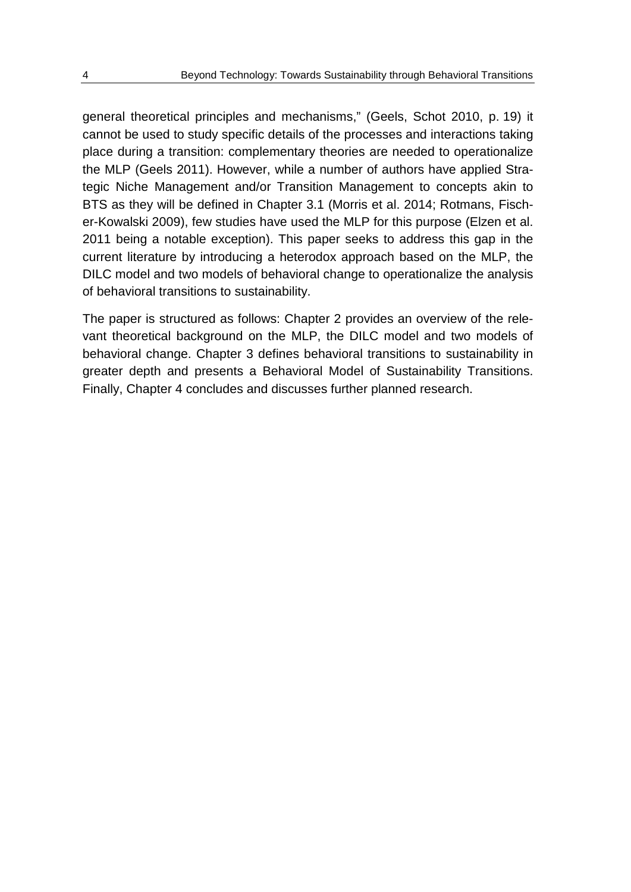general theoretical principles and mechanisms," (Geels, Schot 2010, p. 19) it cannot be used to study specific details of the processes and interactions taking place during a transition: complementary theories are needed to operationalize the MLP (Geels 2011). However, while a number of authors have applied Strategic Niche Management and/or Transition Management to concepts akin to BTS as they will be defined in Chapter 3.1 (Morris et al. 2014; Rotmans, Fischer-Kowalski 2009), few studies have used the MLP for this purpose (Elzen et al. 2011 being a notable exception). This paper seeks to address this gap in the current literature by introducing a heterodox approach based on the MLP, the DILC model and two models of behavioral change to operationalize the analysis of behavioral transitions to sustainability.

The paper is structured as follows: Chapter 2 provides an overview of the relevant theoretical background on the MLP, the DILC model and two models of behavioral change. Chapter 3 defines behavioral transitions to sustainability in greater depth and presents a Behavioral Model of Sustainability Transitions. Finally, Chapter 4 concludes and discusses further planned research.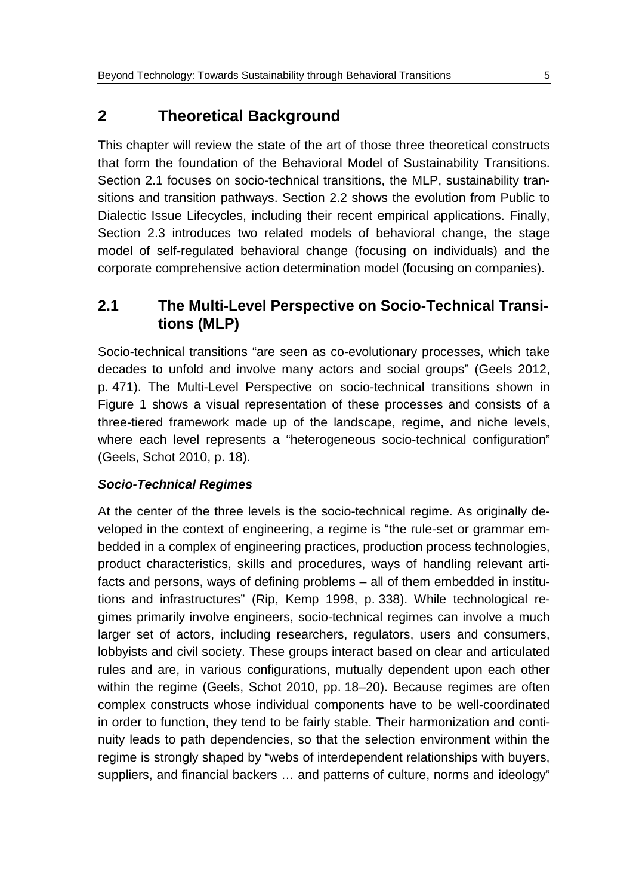# 2 Theoretical Background

This chapter will review the state of the art of those three theoretical constructs that form the foundation of the Behavioral Model of Sustainability Transitions. Section 2.1 focuses on socio-technical transitions, the MLP, sustainability transitions and transition pathways. Section 2.2 shows the evolution from Public to Dialectic Issue Lifecycles, including their recent empirical applications. Finally, Section 2.3 introduces two related models of behavioral change, the stage model of self-regulated behavioral change (focusing on individuals) and the corporate comprehensive action determination model (focusing on companies).

## 2.1 The Multi-Level Perspective on Socio-Technical Transitions (MLP)

Socio-technical transitions "are seen as co-evolutionary processes, which take decades to unfold and involve many actors and social groups" (Geels 2012, p. 471). The Multi-Level Perspective on socio-technical transitions shown in Figure 1 shows a visual representation of these processes and consists of a three-tiered framework made up of the landscape, regime, and niche levels, where each level represents a "heterogeneous socio-technical configuration" (Geels, Schot 2010, p. 18).

***Socio-Technical Regimes***

At the center of the three levels is the socio-technical regime. As originally developed in the context of engineering, a regime is "the rule-set or grammar embedded in a complex of engineering practices, production process technologies, product characteristics, skills and procedures, ways of handling relevant artifacts and persons, ways of defining problems – all of them embedded in institutions and infrastructures" (Rip, Kemp 1998, p. 338). While technological regimes primarily involve engineers, socio-technical regimes can involve a much larger set of actors, including researchers, regulators, users and consumers, lobbyists and civil society. These groups interact based on clear and articulated rules and are, in various configurations, mutually dependent upon each other within the regime (Geels, Schot 2010, pp. 18–20). Because regimes are often complex constructs whose individual components have to be well-coordinated in order to function, they tend to be fairly stable. Their harmonization and continuity leads to path dependencies, so that the selection environment within the regime is strongly shaped by "webs of interdependent relationships with buyers, suppliers, and financial backers … and patterns of culture, norms and ideology"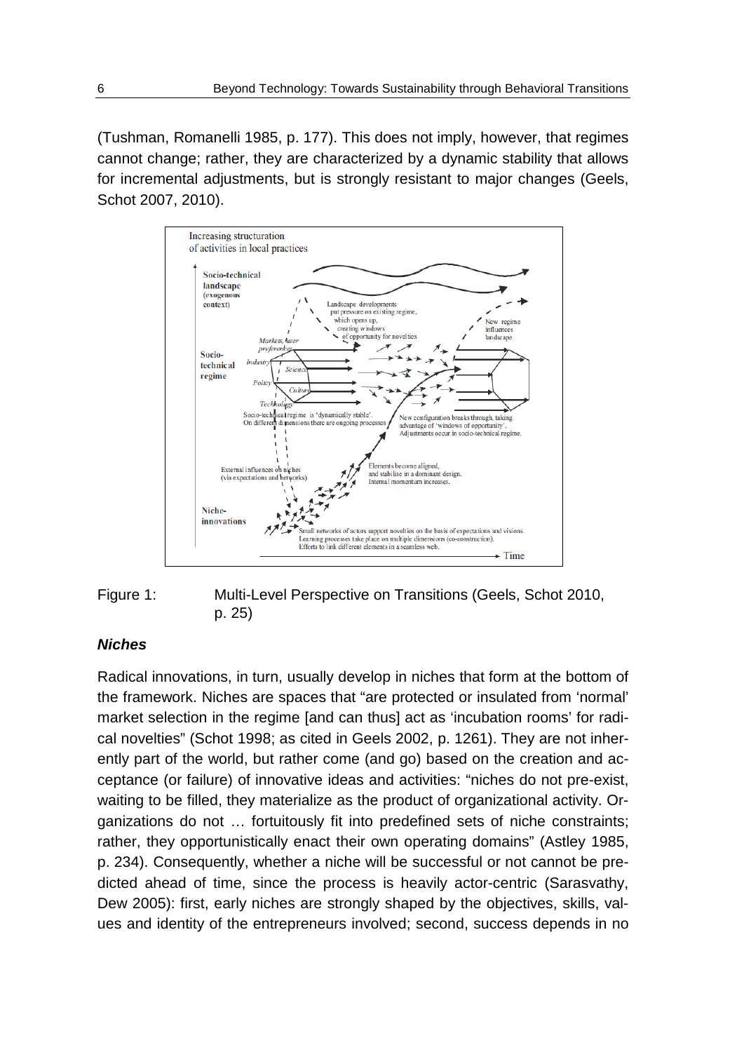(Tushman, Romanelli 1985, p. 177). This does not imply, however, that regimes cannot change; rather, they are characterized by a dynamic stability that allows for incremental adjustments, but is strongly resistant to major changes (Geels, Schot 2007, 2010).

Figure 1: Multi-Level Perspective on Transitions (Geels, Schot 2010, p. 25)

### *Niches*

Radical innovations, in turn, usually develop in niches that form at the bottom of the framework. Niches are spaces that "are protected or insulated from 'normal' market selection in the regime [and can thus] act as 'incubation rooms' for radical novelties" (Schot 1998; as cited in Geels 2002, p. 1261). They are not inherently part of the world, but rather come (and go) based on the creation and acceptance (or failure) of innovative ideas and activities: "niches do not pre-exist, waiting to be filled, they materialize as the product of organizational activity. Organizations do not … fortuitously fit into predefined sets of niche constraints; rather, they opportunistically enact their own operating domains" (Astley 1985, p. 234). Consequently, whether a niche will be successful or not cannot be predicted ahead of time, since the process is heavily actor-centric (Sarasvathy, Dew 2005): first, early niches are strongly shaped by the objectives, skills, values and identity of the entrepreneurs involved; second, success depends in no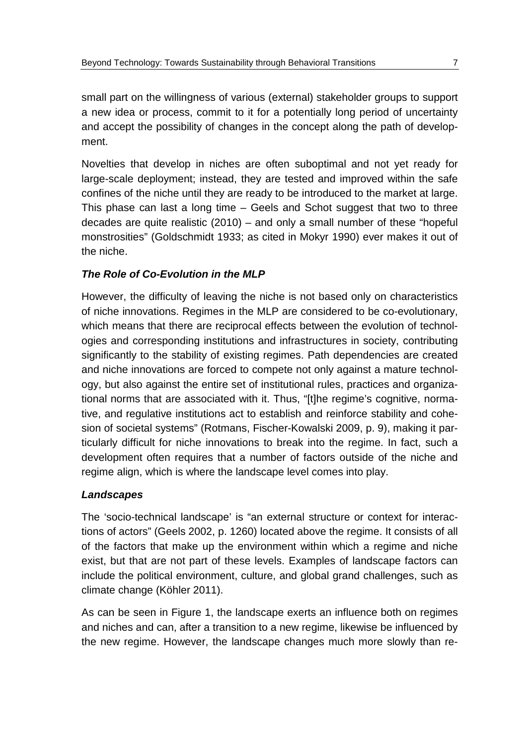small part on the willingness of various (external) stakeholder groups to support a new idea or process, commit to it for a potentially long period of uncertainty and accept the possibility of changes in the concept along the path of development.

Novelties that develop in niches are often suboptimal and not yet ready for large-scale deployment; instead, they are tested and improved within the safe confines of the niche until they are ready to be introduced to the market at large. This phase can last a long time – Geels and Schot suggest that two to three decades are quite realistic (2010) – and only a small number of these "hopeful monstrosities" (Goldschmidt 1933; as cited in Mokyr 1990) ever makes it out of the niche.

### *The Role of Co-Evolution in the MLP*

However, the difficulty of leaving the niche is not based only on characteristics of niche innovations. Regimes in the MLP are considered to be co-evolutionary, which means that there are reciprocal effects between the evolution of technologies and corresponding institutions and infrastructures in society, contributing significantly to the stability of existing regimes. Path dependencies are created and niche innovations are forced to compete not only against a mature technology, but also against the entire set of institutional rules, practices and organizational norms that are associated with it. Thus, "[t]he regime's cognitive, normative, and regulative institutions act to establish and reinforce stability and cohesion of societal systems" (Rotmans, Fischer-Kowalski 2009, p. 9), making it particularly difficult for niche innovations to break into the regime. In fact, such a development often requires that a number of factors outside of the niche and regime align, which is where the landscape level comes into play.

### *Landscapes*

The 'socio-technical landscape' is "an external structure or context for interactions of actors" (Geels 2002, p. 1260) located above the regime. It consists of all of the factors that make up the environment within which a regime and niche exist, but that are not part of these levels. Examples of landscape factors can include the political environment, culture, and global grand challenges, such as climate change (Köhler 2011).

As can be seen in Figure 1, the landscape exerts an influence both on regimes and niches and can, after a transition to a new regime, likewise be influenced by the new regime. However, the landscape changes much more slowly than re-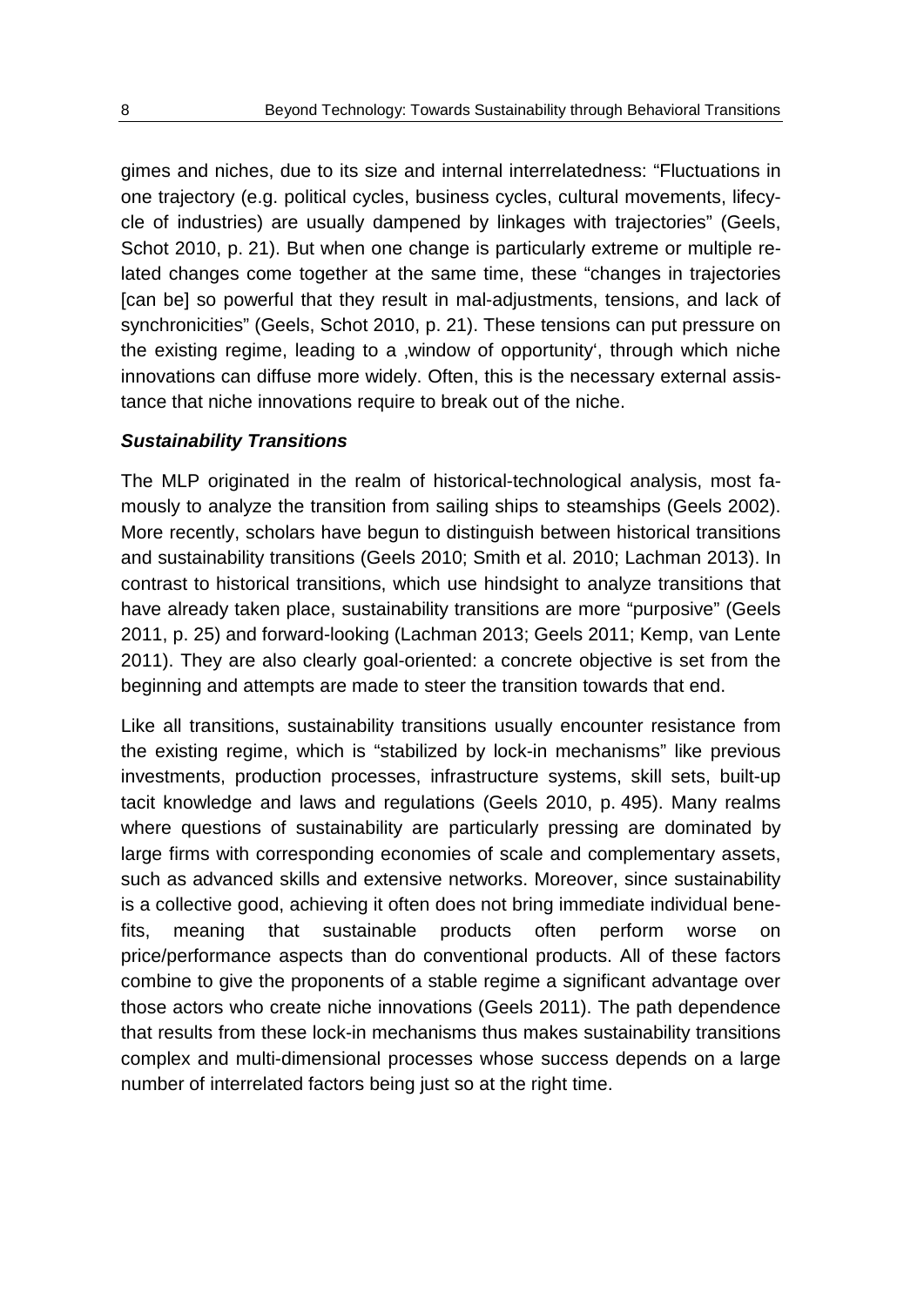gimes and niches, due to its size and internal interrelatedness: "Fluctuations in one trajectory (e.g. political cycles, business cycles, cultural movements, lifecycle of industries) are usually dampened by linkages with trajectories" (Geels, Schot 2010, p. 21). But when one change is particularly extreme or multiple related changes come together at the same time, these "changes in trajectories [can be] so powerful that they result in mal-adjustments, tensions, and lack of synchronicities" (Geels, Schot 2010, p. 21). These tensions can put pressure on the existing regime, leading to a ‚window of opportunity', through which niche innovations can diffuse more widely. Often, this is the necessary external assistance that niche innovations require to break out of the niche.

***Sustainability Transitions***

The MLP originated in the realm of historical-technological analysis, most famously to analyze the transition from sailing ships to steamships (Geels 2002). More recently, scholars have begun to distinguish between historical transitions and sustainability transitions (Geels 2010; Smith et al. 2010; Lachman 2013). In contrast to historical transitions, which use hindsight to analyze transitions that have already taken place, sustainability transitions are more "purposive" (Geels 2011, p. 25) and forward-looking (Lachman 2013; Geels 2011; Kemp, van Lente 2011). They are also clearly goal-oriented: a concrete objective is set from the beginning and attempts are made to steer the transition towards that end.

Like all transitions, sustainability transitions usually encounter resistance from the existing regime, which is "stabilized by lock-in mechanisms" like previous investments, production processes, infrastructure systems, skill sets, built-up tacit knowledge and laws and regulations (Geels 2010, p. 495). Many realms where questions of sustainability are particularly pressing are dominated by large firms with corresponding economies of scale and complementary assets, such as advanced skills and extensive networks. Moreover, since sustainability is a collective good, achieving it often does not bring immediate individual benefits, meaning that sustainable products often perform worse on price/performance aspects than do conventional products. All of these factors combine to give the proponents of a stable regime a significant advantage over those actors who create niche innovations (Geels 2011). The path dependence that results from these lock-in mechanisms thus makes sustainability transitions complex and multi-dimensional processes whose success depends on a large number of interrelated factors being just so at the right time.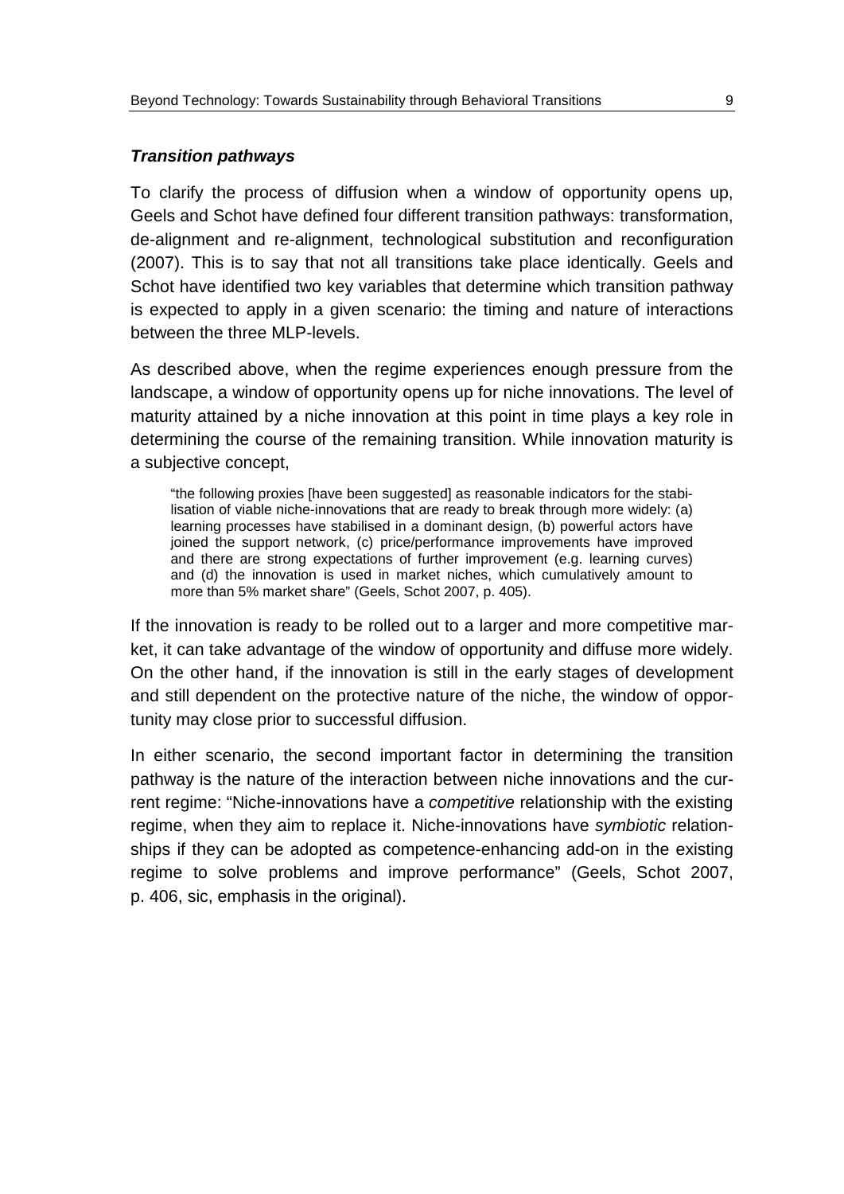### ***Transition pathways***

To clarify the process of diffusion when a window of opportunity opens up, Geels and Schot have defined four different transition pathways: transformation, de-alignment and re-alignment, technological substitution and reconfiguration (2007). This is to say that not all transitions take place identically. Geels and Schot have identified two key variables that determine which transition pathway is expected to apply in a given scenario: the timing and nature of interactions between the three MLP-levels.

As described above, when the regime experiences enough pressure from the landscape, a window of opportunity opens up for niche innovations. The level of maturity attained by a niche innovation at this point in time plays a key role in determining the course of the remaining transition. While innovation maturity is a subjective concept,

> "the following proxies [have been suggested] as reasonable indicators for the stabilisation of viable niche-innovations that are ready to break through more widely: (a) learning processes have stabilised in a dominant design, (b) powerful actors have joined the support network, (c) price/performance improvements have improved and there are strong expectations of further improvement (e.g. learning curves) and (d) the innovation is used in market niches, which cumulatively amount to more than 5% market share" (Geels, Schot 2007, p. 405).

If the innovation is ready to be rolled out to a larger and more competitive market, it can take advantage of the window of opportunity and diffuse more widely. On the other hand, if the innovation is still in the early stages of development and still dependent on the protective nature of the niche, the window of opportunity may close prior to successful diffusion.

In either scenario, the second important factor in determining the transition pathway is the nature of the interaction between niche innovations and the current regime: "Niche-innovations have a *competitive* relationship with the existing regime, when they aim to replace it. Niche-innovations have *symbiotic* relationships if they can be adopted as competence-enhancing add-on in the existing regime to solve problems and improve performance" (Geels, Schot 2007, p. 406, sic, emphasis in the original).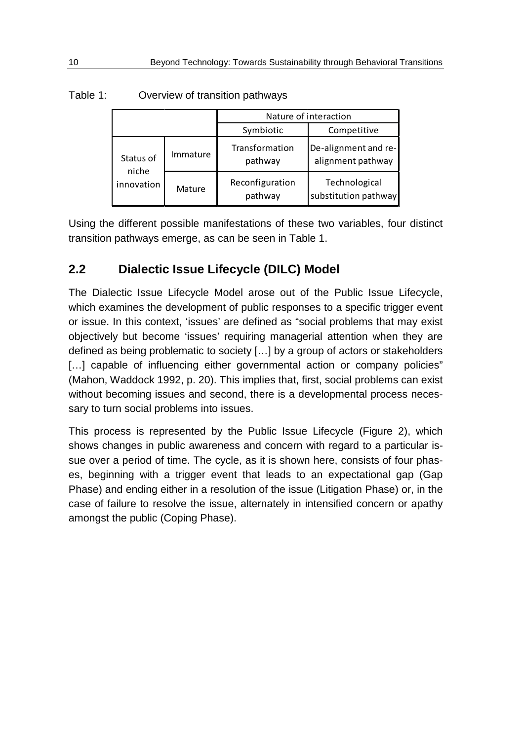Table 1: Overview of transition pathways

| | | Nature of interaction | |
|---|---|---|---|
| | | Symbiotic | Competitive |
| Status of niche innovation | Immature | Transformation pathway | De-alignment and re-alignment pathway |
| | Mature | Reconfiguration pathway | Technological substitution pathway |

Using the different possible manifestations of these two variables, four distinct transition pathways emerge, as can be seen in Table 1.

## 2.2 Dialectic Issue Lifecycle (DILC) Model

The Dialectic Issue Lifecycle Model arose out of the Public Issue Lifecycle, which examines the development of public responses to a specific trigger event or issue. In this context, 'issues' are defined as "social problems that may exist objectively but become 'issues' requiring managerial attention when they are defined as being problematic to society […] by a group of actors or stakeholders […] capable of influencing either governmental action or company policies" (Mahon, Waddock 1992, p. 20). This implies that, first, social problems can exist without becoming issues and second, there is a developmental process necessary to turn social problems into issues.

This process is represented by the Public Issue Lifecycle (Figure 2), which shows changes in public awareness and concern with regard to a particular issue over a period of time. The cycle, as it is shown here, consists of four phases, beginning with a trigger event that leads to an expectational gap (Gap Phase) and ending either in a resolution of the issue (Litigation Phase) or, in the case of failure to resolve the issue, alternately in intensified concern or apathy amongst the public (Coping Phase).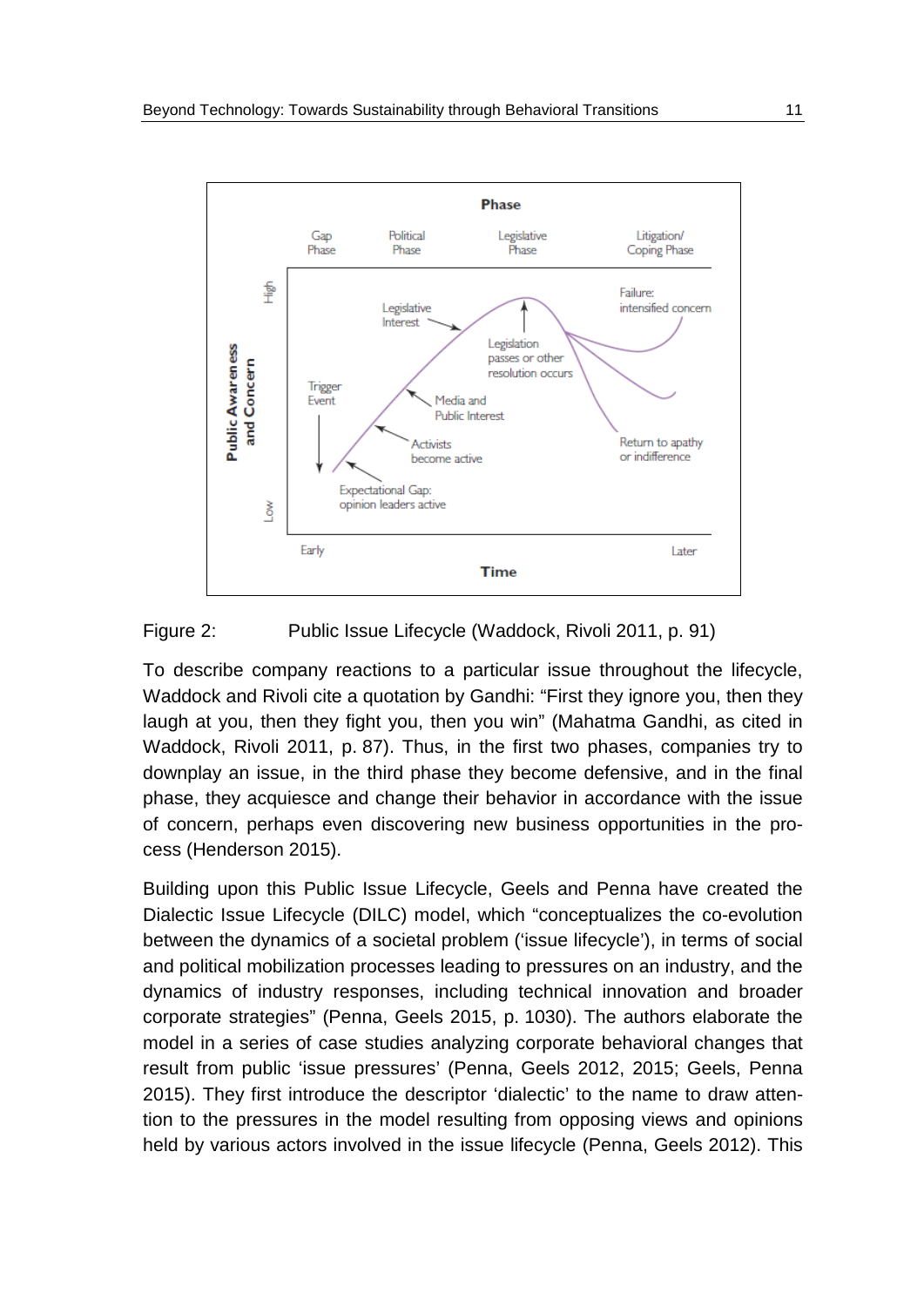Figure 2: Public Issue Lifecycle (Waddock, Rivoli 2011, p. 91)

To describe company reactions to a particular issue throughout the lifecycle, Waddock and Rivoli cite a quotation by Gandhi: “First they ignore you, then they laugh at you, then they fight you, then you win” (Mahatma Gandhi, as cited in Waddock, Rivoli 2011, p. 87). Thus, in the first two phases, companies try to downplay an issue, in the third phase they become defensive, and in the final phase, they acquiesce and change their behavior in accordance with the issue of concern, perhaps even discovering new business opportunities in the process (Henderson 2015).

Building upon this Public Issue Lifecycle, Geels and Penna have created the Dialectic Issue Lifecycle (DILC) model, which “conceptualizes the co-evolution between the dynamics of a societal problem (‘issue lifecycle’), in terms of social and political mobilization processes leading to pressures on an industry, and the dynamics of industry responses, including technical innovation and broader corporate strategies” (Penna, Geels 2015, p. 1030). The authors elaborate the model in a series of case studies analyzing corporate behavioral changes that result from public ‘issue pressures’ (Penna, Geels 2012, 2015; Geels, Penna 2015). They first introduce the descriptor ‘dialectic’ to the name to draw attention to the pressures in the model resulting from opposing views and opinions held by various actors involved in the issue lifecycle (Penna, Geels 2012). This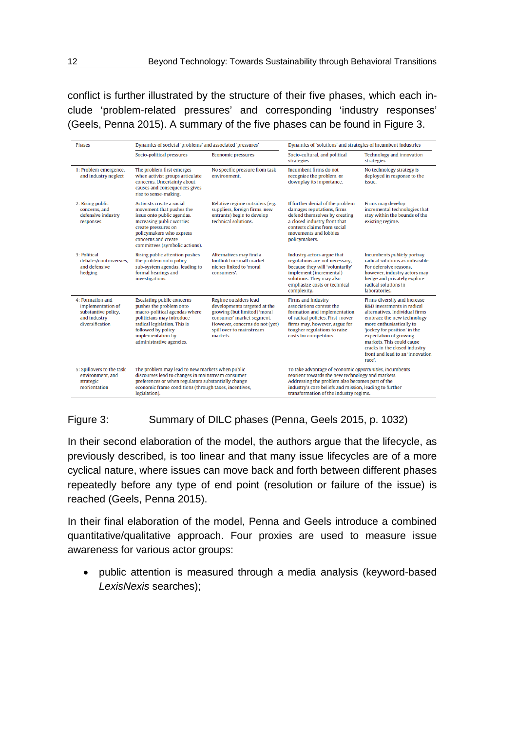conflict is further illustrated by the structure of their five phases, which each include 'problem-related pressures' and corresponding 'industry responses' (Geels, Penna 2015). A summary of the five phases can be found in Figure 3.

| Phases | Dynamics of societal 'problems' and associated 'pressures' | | Dynamics of 'solutions' and strategies of incumbent industries | |
|---|---|---|---|---|
| | Socio-political pressures | Economic pressures | Socio-cultural, and political strategies | Technology and innovation strategies |
| 1: Problem emergence, and industry neglect | The problem first emerges when activist groups articulate concerns. Uncertainty about causes and consequences gives rise to sense-making. | No specific pressure from task environment. | Incumbent firms do not recognize the problem, or downplay its importance. | No technology strategy is deployed in response to the issue. |
| 2: Rising public concerns, and defensive industry responses | Activists create a social movement that pushes the issue onto public agendas. Increasing public worries create pressures on policymakers who express concerns and create committees (symbolic actions). | Relative regime outsiders (e.g. suppliers, foreign firms, new entrants) begin to develop technical solutions. | If further denial of the problem damages reputations, firms defend themselves by creating a closed industry front that contests claims from social movements and lobbies policymakers. | Firms may develop incremental technologies that stay within the bounds of the existing regime. |
| 3: Political debates/controversies, and defensive hedging | Rising public attention pushes the problem onto policy sub-system agendas, leading to formal hearings and investigations. | Alternatives may find a foothold in small market niches linked to 'moral consumers'. | Industry actors argue that regulations are not necessary, because they will 'voluntarily' implement (incremental) solutions. They may also emphasize costs or technical complexity. | Incumbents *publicly* portray radical solutions as unfeasible. For defensive reasons, however, industry actors may hedge and privately explore radical solutions in laboratories. |
| 4: Formation and implementation of substantive policy, and industry diversification | Escalating public concerns pushes the problem onto macro-political agendas where politicians may introduce radical legislation. This is followed by policy implementation by administrative agencies. | Regime outsiders lead developments targeted at the growing (but limited) 'moral consumer' market segment. However, concerns do not (yet) spill over to mainstream markets. | Firms and industry associations contest the formation and implementation of radical policies. First-mover firms may, however, argue for tougher regulations to raise costs for competitors. | Firms diversify and increase R&D investments in radical alternatives. Individual firms embrace the new technology more enthusiastically to 'jockey for position' in the expectation of growing markets. This could cause cracks in the closed industry front and lead to an 'innovation race'. |
| 5: Spillovers to the task environment, and strategic reorientation | The problem may lead to new markets when public discourses lead to changes in mainstream consumer preferences or when regulators substantially change economic frame conditions (through taxes, incentives, legislation). | | To take advantage of economic *opportunities*, incumbents reorient towards the new technology and markets. Addressing the problem also becomes part of the industry's core beliefs and mission, leading to further transformation of the industry regime. | |

Figure 3: Summary of DILC phases (Penna, Geels 2015, p. 1032)

In their second elaboration of the model, the authors argue that the lifecycle, as previously described, is too linear and that many issue lifecycles are of a more cyclical nature, where issues can move back and forth between different phases repeatedly before any type of end point (resolution or failure of the issue) is reached (Geels, Penna 2015).

In their final elaboration of the model, Penna and Geels introduce a combined quantitative/qualitative approach. Four proxies are used to measure issue awareness for various actor groups:

- public attention is measured through a media analysis (keyword-based *LexisNexis* searches);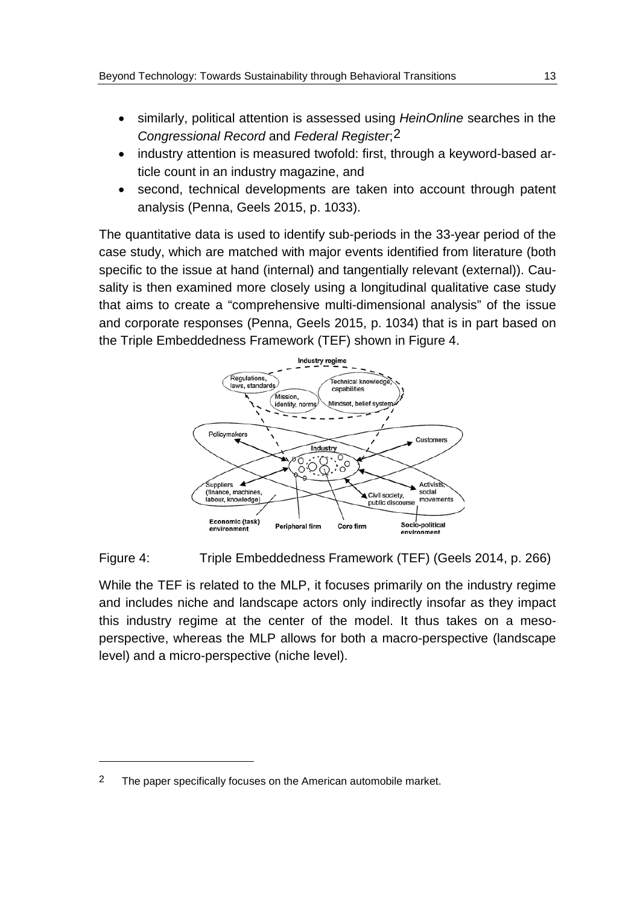- similarly, political attention is assessed using *HeinOnline* searches in the *Congressional Record* and *Federal Register*;[2]
- industry attention is measured twofold: first, through a keyword-based article count in an industry magazine, and
- second, technical developments are taken into account through patent analysis (Penna, Geels 2015, p. 1033).

The quantitative data is used to identify sub-periods in the 33-year period of the case study, which are matched with major events identified from literature (both specific to the issue at hand (internal) and tangentially relevant (external)). Causality is then examined more closely using a longitudinal qualitative case study that aims to create a "comprehensive multi-dimensional analysis" of the issue and corporate responses (Penna, Geels 2015, p. 1034) that is in part based on the Triple Embeddedness Framework (TEF) shown in Figure 4.

Figure 4: Triple Embeddedness Framework (TEF) (Geels 2014, p. 266)

While the TEF is related to the MLP, it focuses primarily on the industry regime and includes niche and landscape actors only indirectly insofar as they impact this industry regime at the center of the model. It thus takes on a meso-perspective, whereas the MLP allows for both a macro-perspective (landscape level) and a micro-perspective (niche level).

---

[2] The paper specifically focuses on the American automobile market.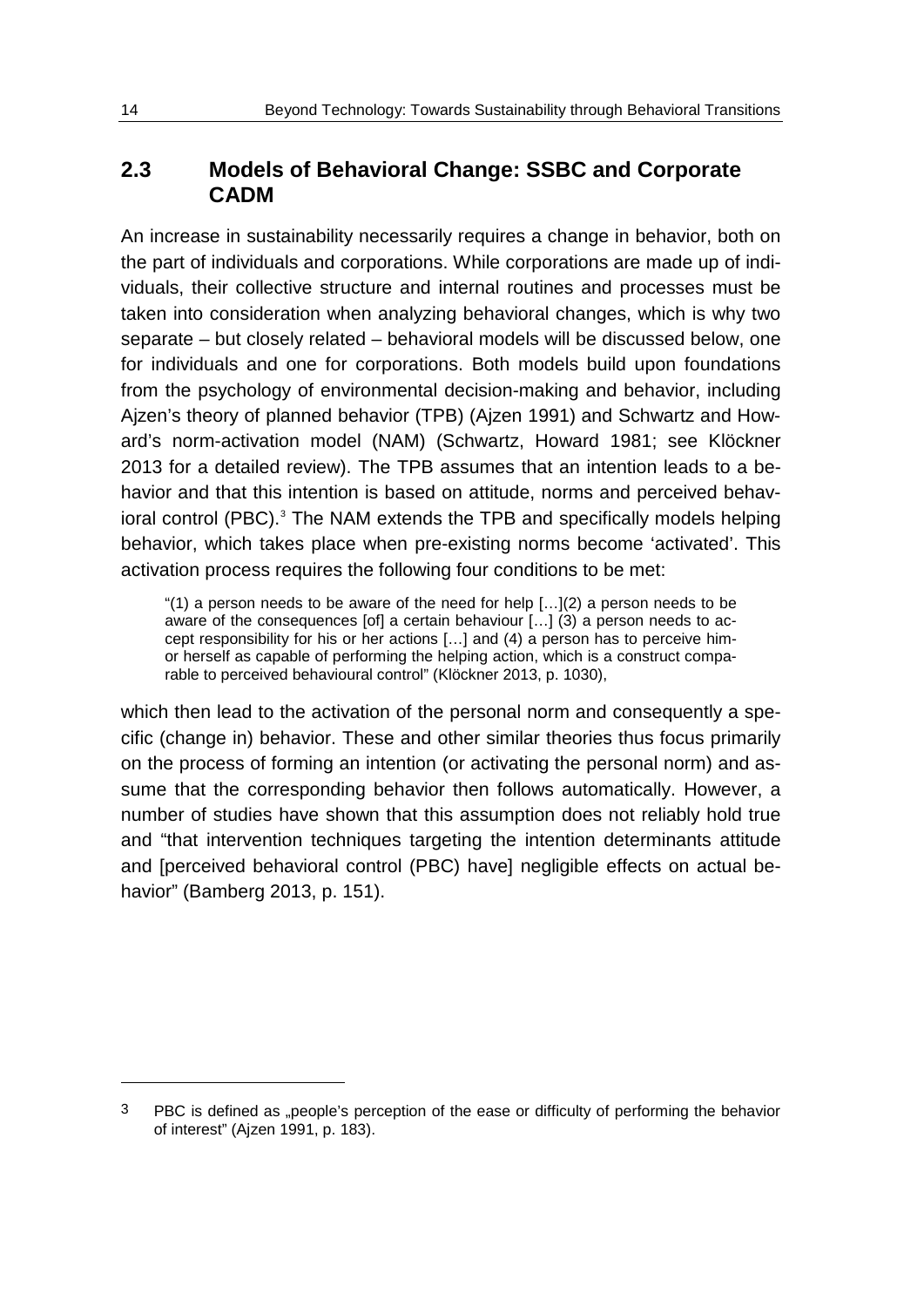## 2.3 Models of Behavioral Change: SSBC and Corporate CADM

An increase in sustainability necessarily requires a change in behavior, both on the part of individuals and corporations. While corporations are made up of individuals, their collective structure and internal routines and processes must be taken into consideration when analyzing behavioral changes, which is why two separate – but closely related – behavioral models will be discussed below, one for individuals and one for corporations. Both models build upon foundations from the psychology of environmental decision-making and behavior, including Ajzen's theory of planned behavior (TPB) (Ajzen 1991) and Schwartz and Howard's norm-activation model (NAM) (Schwartz, Howard 1981; see Klöckner 2013 for a detailed review). The TPB assumes that an intention leads to a behavior and that this intention is based on attitude, norms and perceived behavioral control (PBC).[3] The NAM extends the TPB and specifically models helping behavior, which takes place when pre-existing norms become 'activated'. This activation process requires the following four conditions to be met:

> "(1) a person needs to be aware of the need for help […](2) a person needs to be aware of the consequences [of] a certain behaviour […] (3) a person needs to accept responsibility for his or her actions […] and (4) a person has to perceive him- or herself as capable of performing the helping action, which is a construct comparable to perceived behavioural control" (Klöckner 2013, p. 1030),

which then lead to the activation of the personal norm and consequently a specific (change in) behavior. These and other similar theories thus focus primarily on the process of forming an intention (or activating the personal norm) and assume that the corresponding behavior then follows automatically. However, a number of studies have shown that this assumption does not reliably hold true and "that intervention techniques targeting the intention determinants attitude and [perceived behavioral control (PBC) have] negligible effects on actual behavior" (Bamberg 2013, p. 151).

---

3 PBC is defined as „people's perception of the ease or difficulty of performing the behavior of interest" (Ajzen 1991, p. 183).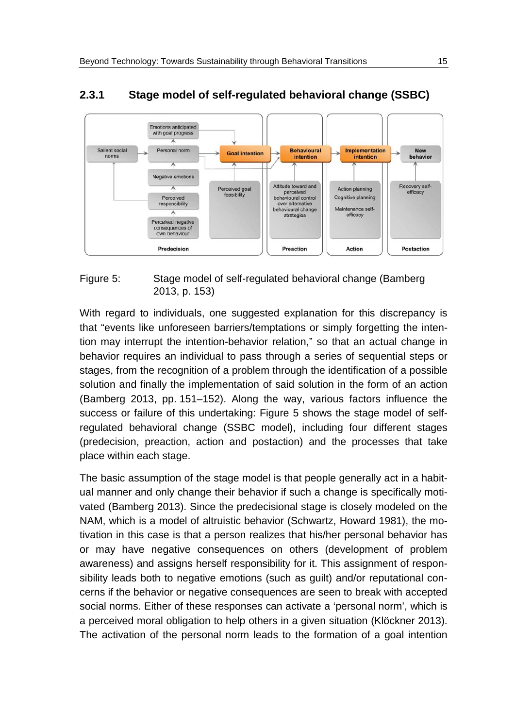### 2.3.1 Stage model of self-regulated behavioral change (SSBC)

Figure 5: Stage model of self-regulated behavioral change (Bamberg 2013, p. 153)

With regard to individuals, one suggested explanation for this discrepancy is that "events like unforeseen barriers/temptations or simply forgetting the intention may interrupt the intention-behavior relation," so that an actual change in behavior requires an individual to pass through a series of sequential steps or stages, from the recognition of a problem through the identification of a possible solution and finally the implementation of said solution in the form of an action (Bamberg 2013, pp. 151–152). Along the way, various factors influence the success or failure of this undertaking: Figure 5 shows the stage model of self-regulated behavioral change (SSBC model), including four different stages (predecision, preaction, action and postaction) and the processes that take place within each stage.

The basic assumption of the stage model is that people generally act in a habitual manner and only change their behavior if such a change is specifically motivated (Bamberg 2013). Since the predecisional stage is closely modeled on the NAM, which is a model of altruistic behavior (Schwartz, Howard 1981), the motivation in this case is that a person realizes that his/her personal behavior has or may have negative consequences on others (development of problem awareness) and assigns herself responsibility for it. This assignment of responsibility leads both to negative emotions (such as guilt) and/or reputational concerns if the behavior or negative consequences are seen to break with accepted social norms. Either of these responses can activate a 'personal norm', which is a perceived moral obligation to help others in a given situation (Klöckner 2013). The activation of the personal norm leads to the formation of a goal intention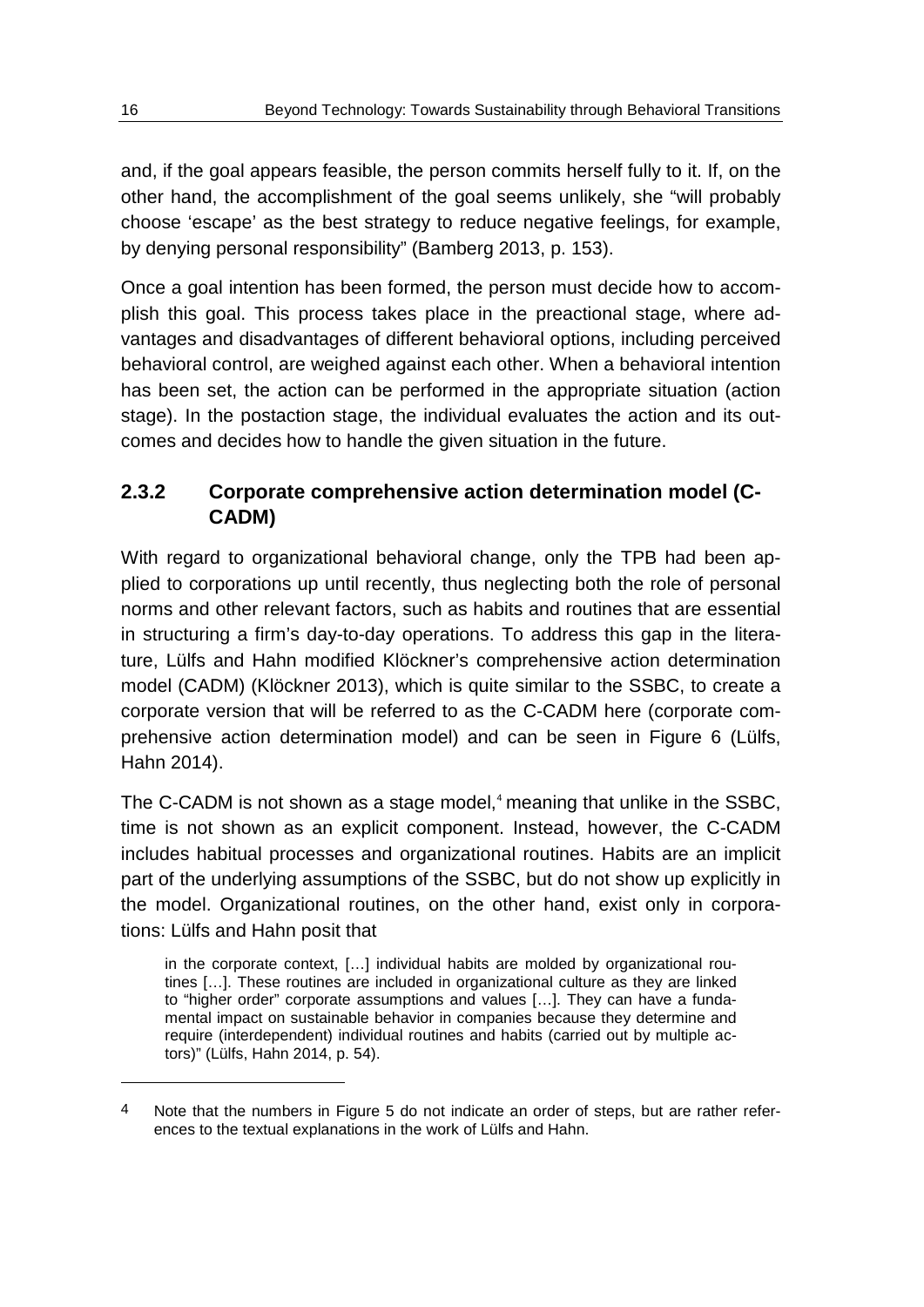and, if the goal appears feasible, the person commits herself fully to it. If, on the other hand, the accomplishment of the goal seems unlikely, she "will probably choose 'escape' as the best strategy to reduce negative feelings, for example, by denying personal responsibility" (Bamberg 2013, p. 153).

Once a goal intention has been formed, the person must decide how to accomplish this goal. This process takes place in the preactional stage, where advantages and disadvantages of different behavioral options, including perceived behavioral control, are weighed against each other. When a behavioral intention has been set, the action can be performed in the appropriate situation (action stage). In the postaction stage, the individual evaluates the action and its outcomes and decides how to handle the given situation in the future.

### 2.3.2 Corporate comprehensive action determination model (C-CADM)

With regard to organizational behavioral change, only the TPB had been applied to corporations up until recently, thus neglecting both the role of personal norms and other relevant factors, such as habits and routines that are essential in structuring a firm's day-to-day operations. To address this gap in the literature, Lülfs and Hahn modified Klöckner's comprehensive action determination model (CADM) (Klöckner 2013), which is quite similar to the SSBC, to create a corporate version that will be referred to as the C-CADM here (corporate comprehensive action determination model) and can be seen in Figure 6 (Lülfs, Hahn 2014).

The C-CADM is not shown as a stage model,[4] meaning that unlike in the SSBC, time is not shown as an explicit component. Instead, however, the C-CADM includes habitual processes and organizational routines. Habits are an implicit part of the underlying assumptions of the SSBC, but do not show up explicitly in the model. Organizational routines, on the other hand, exist only in corporations: Lülfs and Hahn posit that

> in the corporate context, […] individual habits are molded by organizational routines […]. These routines are included in organizational culture as they are linked to "higher order" corporate assumptions and values […]. They can have a fundamental impact on sustainable behavior in companies because they determine and require (interdependent) individual routines and habits (carried out by multiple actors)" (Lülfs, Hahn 2014, p. 54).

[4] Note that the numbers in Figure 5 do not indicate an order of steps, but are rather references to the textual explanations in the work of Lülfs and Hahn.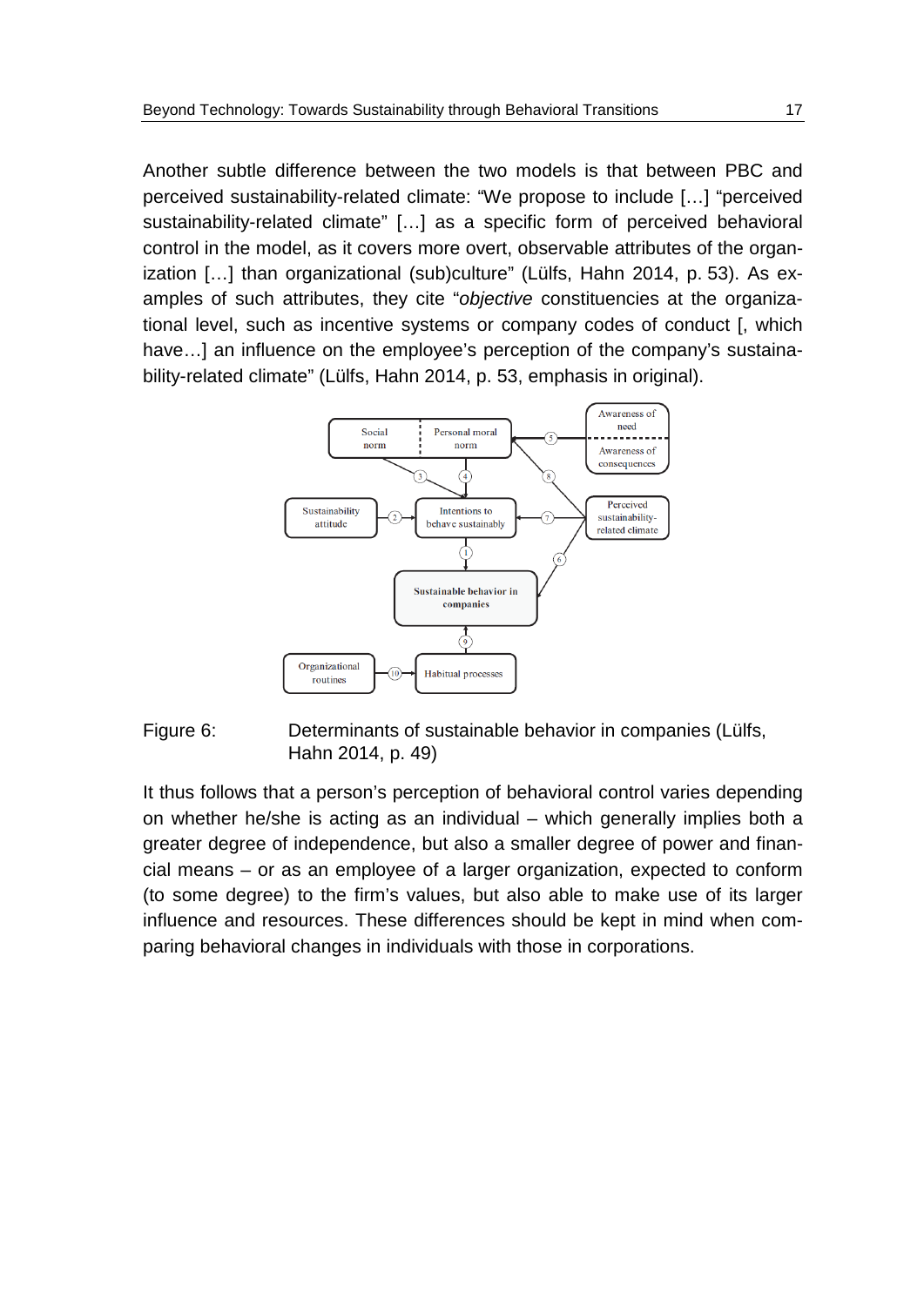Another subtle difference between the two models is that between PBC and perceived sustainability-related climate: "We propose to include […] "perceived sustainability-related climate" […] as a specific form of perceived behavioral control in the model, as it covers more overt, observable attributes of the organization […] than organizational (sub)culture" (Lülfs, Hahn 2014, p. 53). As examples of such attributes, they cite "*objective* constituencies at the organizational level, such as incentive systems or company codes of conduct [, which have…] an influence on the employee's perception of the company's sustainability-related climate" (Lülfs, Hahn 2014, p. 53, emphasis in original).

Figure 6: Determinants of sustainable behavior in companies (Lülfs, Hahn 2014, p. 49)

It thus follows that a person's perception of behavioral control varies depending on whether he/she is acting as an individual – which generally implies both a greater degree of independence, but also a smaller degree of power and financial means – or as an employee of a larger organization, expected to conform (to some degree) to the firm's values, but also able to make use of its larger influence and resources. These differences should be kept in mind when comparing behavioral changes in individuals with those in corporations.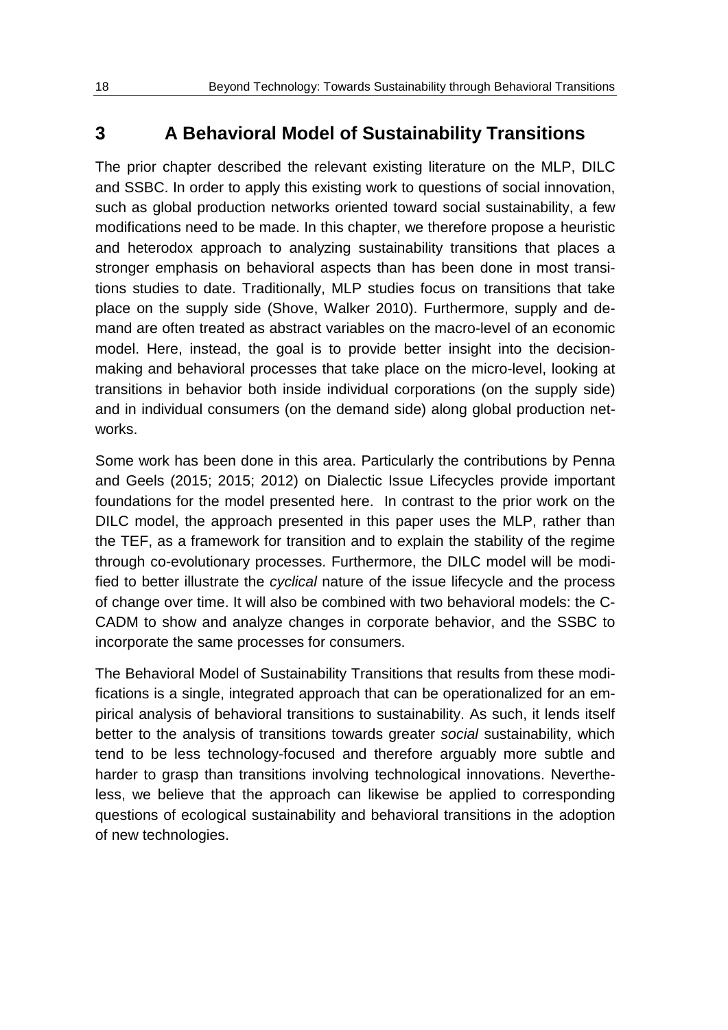# 3 A Behavioral Model of Sustainability Transitions

The prior chapter described the relevant existing literature on the MLP, DILC and SSBC. In order to apply this existing work to questions of social innovation, such as global production networks oriented toward social sustainability, a few modifications need to be made. In this chapter, we therefore propose a heuristic and heterodox approach to analyzing sustainability transitions that places a stronger emphasis on behavioral aspects than has been done in most transitions studies to date. Traditionally, MLP studies focus on transitions that take place on the supply side (Shove, Walker 2010). Furthermore, supply and demand are often treated as abstract variables on the macro-level of an economic model. Here, instead, the goal is to provide better insight into the decision-making and behavioral processes that take place on the micro-level, looking at transitions in behavior both inside individual corporations (on the supply side) and in individual consumers (on the demand side) along global production networks.

Some work has been done in this area. Particularly the contributions by Penna and Geels (2015; 2015; 2012) on Dialectic Issue Lifecycles provide important foundations for the model presented here. In contrast to the prior work on the DILC model, the approach presented in this paper uses the MLP, rather than the TEF, as a framework for transition and to explain the stability of the regime through co-evolutionary processes. Furthermore, the DILC model will be modified to better illustrate the *cyclical* nature of the issue lifecycle and the process of change over time. It will also be combined with two behavioral models: the C-CADM to show and analyze changes in corporate behavior, and the SSBC to incorporate the same processes for consumers.

The Behavioral Model of Sustainability Transitions that results from these modifications is a single, integrated approach that can be operationalized for an empirical analysis of behavioral transitions to sustainability. As such, it lends itself better to the analysis of transitions towards greater *social* sustainability, which tend to be less technology-focused and therefore arguably more subtle and harder to grasp than transitions involving technological innovations. Nevertheless, we believe that the approach can likewise be applied to corresponding questions of ecological sustainability and behavioral transitions in the adoption of new technologies.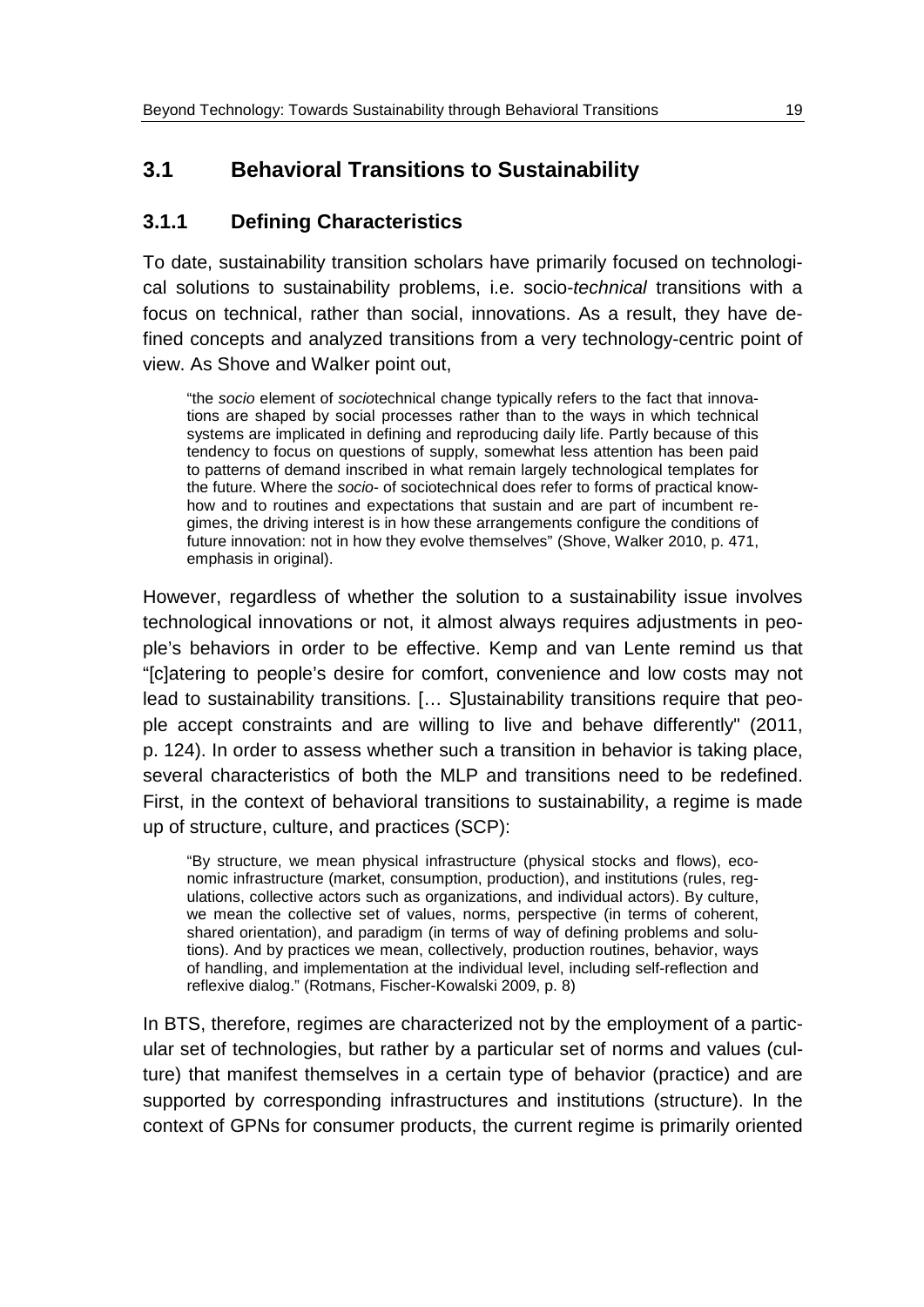## 3.1 Behavioral Transitions to Sustainability

### 3.1.1 Defining Characteristics

To date, sustainability transition scholars have primarily focused on technological solutions to sustainability problems, i.e. socio-*technical* transitions with a focus on technical, rather than social, innovations. As a result, they have defined concepts and analyzed transitions from a very technology-centric point of view. As Shove and Walker point out,

> "the *socio* element of *socio*technical change typically refers to the fact that innovations are shaped by social processes rather than to the ways in which technical systems are implicated in defining and reproducing daily life. Partly because of this tendency to focus on questions of supply, somewhat less attention has been paid to patterns of demand inscribed in what remain largely technological templates for the future. Where the *socio*- of sociotechnical does refer to forms of practical know-how and to routines and expectations that sustain and are part of incumbent regimes, the driving interest is in how these arrangements configure the conditions of future innovation: not in how they evolve themselves" (Shove, Walker 2010, p. 471, emphasis in original).

However, regardless of whether the solution to a sustainability issue involves technological innovations or not, it almost always requires adjustments in people's behaviors in order to be effective. Kemp and van Lente remind us that "[c]atering to people's desire for comfort, convenience and low costs may not lead to sustainability transitions. [… S]ustainability transitions require that people accept constraints and are willing to live and behave differently" (2011, p. 124). In order to assess whether such a transition in behavior is taking place, several characteristics of both the MLP and transitions need to be redefined. First, in the context of behavioral transitions to sustainability, a regime is made up of structure, culture, and practices (SCP):

> "By structure, we mean physical infrastructure (physical stocks and flows), economic infrastructure (market, consumption, production), and institutions (rules, regulations, collective actors such as organizations, and individual actors). By culture, we mean the collective set of values, norms, perspective (in terms of coherent, shared orientation), and paradigm (in terms of way of defining problems and solutions). And by practices we mean, collectively, production routines, behavior, ways of handling, and implementation at the individual level, including self-reflection and reflexive dialog." (Rotmans, Fischer-Kowalski 2009, p. 8)

In BTS, therefore, regimes are characterized not by the employment of a particular set of technologies, but rather by a particular set of norms and values (culture) that manifest themselves in a certain type of behavior (practice) and are supported by corresponding infrastructures and institutions (structure). In the context of GPNs for consumer products, the current regime is primarily oriented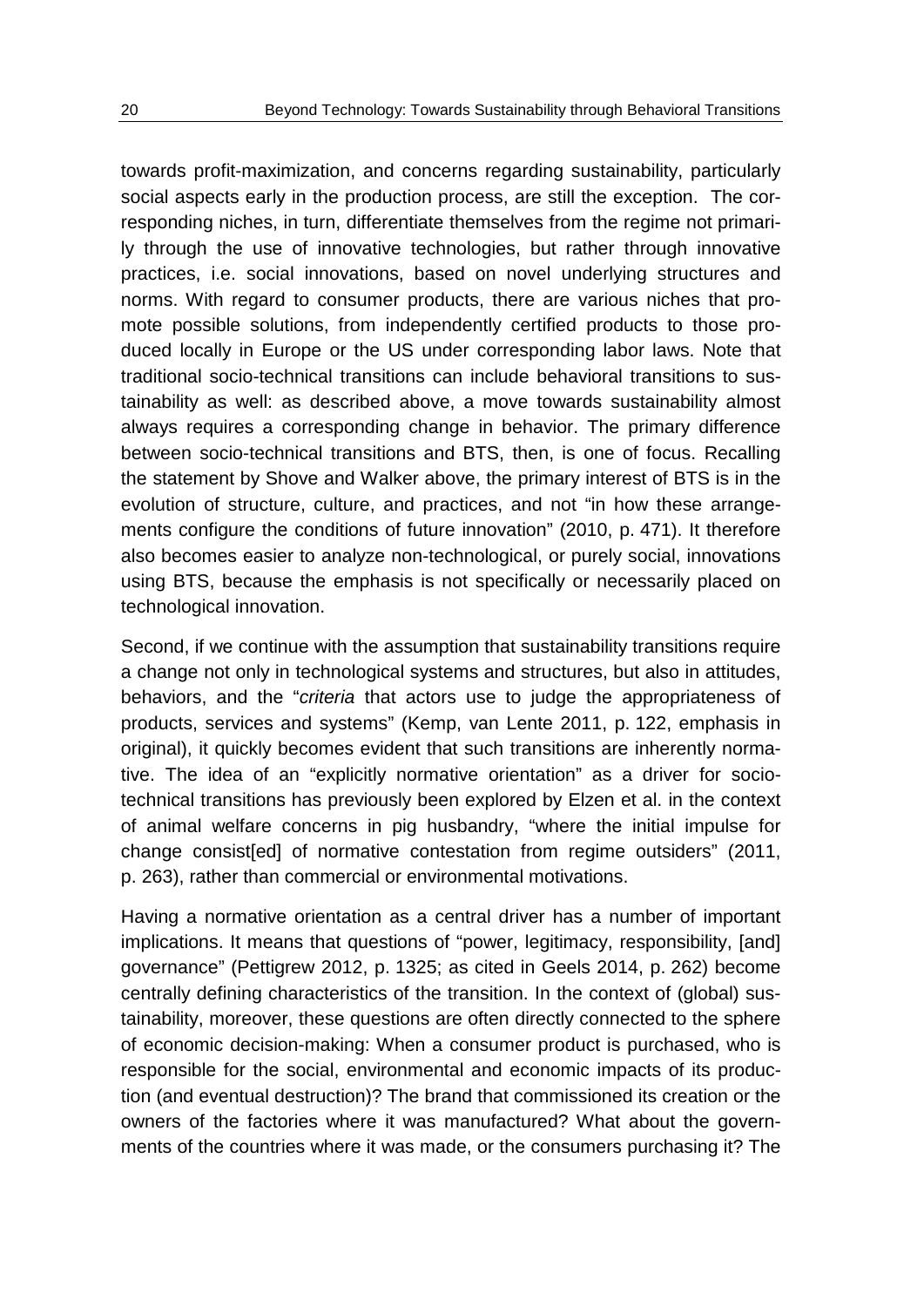towards profit-maximization, and concerns regarding sustainability, particularly social aspects early in the production process, are still the exception. The corresponding niches, in turn, differentiate themselves from the regime not primarily through the use of innovative technologies, but rather through innovative practices, i.e. social innovations, based on novel underlying structures and norms. With regard to consumer products, there are various niches that promote possible solutions, from independently certified products to those produced locally in Europe or the US under corresponding labor laws. Note that traditional socio-technical transitions can include behavioral transitions to sustainability as well: as described above, a move towards sustainability almost always requires a corresponding change in behavior. The primary difference between socio-technical transitions and BTS, then, is one of focus. Recalling the statement by Shove and Walker above, the primary interest of BTS is in the evolution of structure, culture, and practices, and not "in how these arrangements configure the conditions of future innovation" (2010, p. 471). It therefore also becomes easier to analyze non-technological, or purely social, innovations using BTS, because the emphasis is not specifically or necessarily placed on technological innovation.

Second, if we continue with the assumption that sustainability transitions require a change not only in technological systems and structures, but also in attitudes, behaviors, and the "*criteria* that actors use to judge the appropriateness of products, services and systems" (Kemp, van Lente 2011, p. 122, emphasis in original), it quickly becomes evident that such transitions are inherently normative. The idea of an "explicitly normative orientation" as a driver for socio-technical transitions has previously been explored by Elzen et al. in the context of animal welfare concerns in pig husbandry, "where the initial impulse for change consist[ed] of normative contestation from regime outsiders" (2011, p. 263), rather than commercial or environmental motivations.

Having a normative orientation as a central driver has a number of important implications. It means that questions of "power, legitimacy, responsibility, [and] governance" (Pettigrew 2012, p. 1325; as cited in Geels 2014, p. 262) become centrally defining characteristics of the transition. In the context of (global) sustainability, moreover, these questions are often directly connected to the sphere of economic decision-making: When a consumer product is purchased, who is responsible for the social, environmental and economic impacts of its production (and eventual destruction)? The brand that commissioned its creation or the owners of the factories where it was manufactured? What about the governments of the countries where it was made, or the consumers purchasing it? The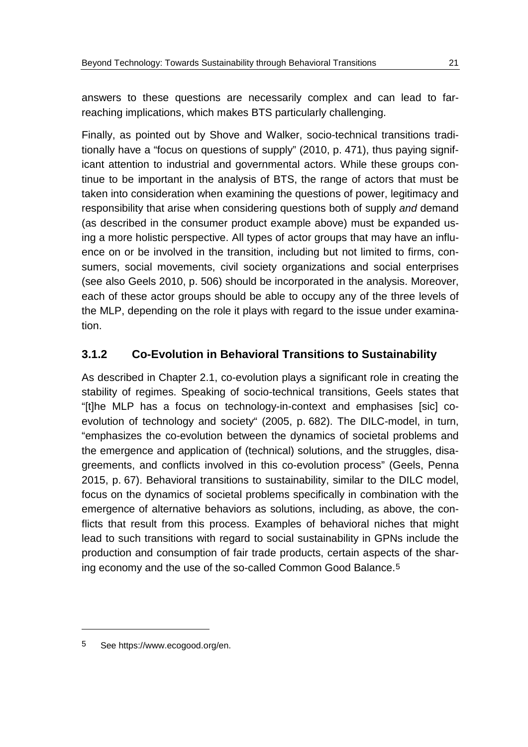answers to these questions are necessarily complex and can lead to far-reaching implications, which makes BTS particularly challenging.

Finally, as pointed out by Shove and Walker, socio-technical transitions traditionally have a "focus on questions of supply" (2010, p. 471), thus paying significant attention to industrial and governmental actors. While these groups continue to be important in the analysis of BTS, the range of actors that must be taken into consideration when examining the questions of power, legitimacy and responsibility that arise when considering questions both of supply *and* demand (as described in the consumer product example above) must be expanded using a more holistic perspective. All types of actor groups that may have an influence on or be involved in the transition, including but not limited to firms, consumers, social movements, civil society organizations and social enterprises (see also Geels 2010, p. 506) should be incorporated in the analysis. Moreover, each of these actor groups should be able to occupy any of the three levels of the MLP, depending on the role it plays with regard to the issue under examination.

### 3.1.2 Co-Evolution in Behavioral Transitions to Sustainability

As described in Chapter 2.1, co-evolution plays a significant role in creating the stability of regimes. Speaking of socio-technical transitions, Geels states that "[t]he MLP has a focus on technology-in-context and emphasises [sic] co-evolution of technology and society" (2005, p. 682). The DILC-model, in turn, "emphasizes the co-evolution between the dynamics of societal problems and the emergence and application of (technical) solutions, and the struggles, disagreements, and conflicts involved in this co-evolution process" (Geels, Penna 2015, p. 67). Behavioral transitions to sustainability, similar to the DILC model, focus on the dynamics of societal problems specifically in combination with the emergence of alternative behaviors as solutions, including, as above, the conflicts that result from this process. Examples of behavioral niches that might lead to such transitions with regard to social sustainability in GPNs include the production and consumption of fair trade products, certain aspects of the sharing economy and the use of the so-called Common Good Balance.[5]

---

5 See https://www.ecogood.org/en.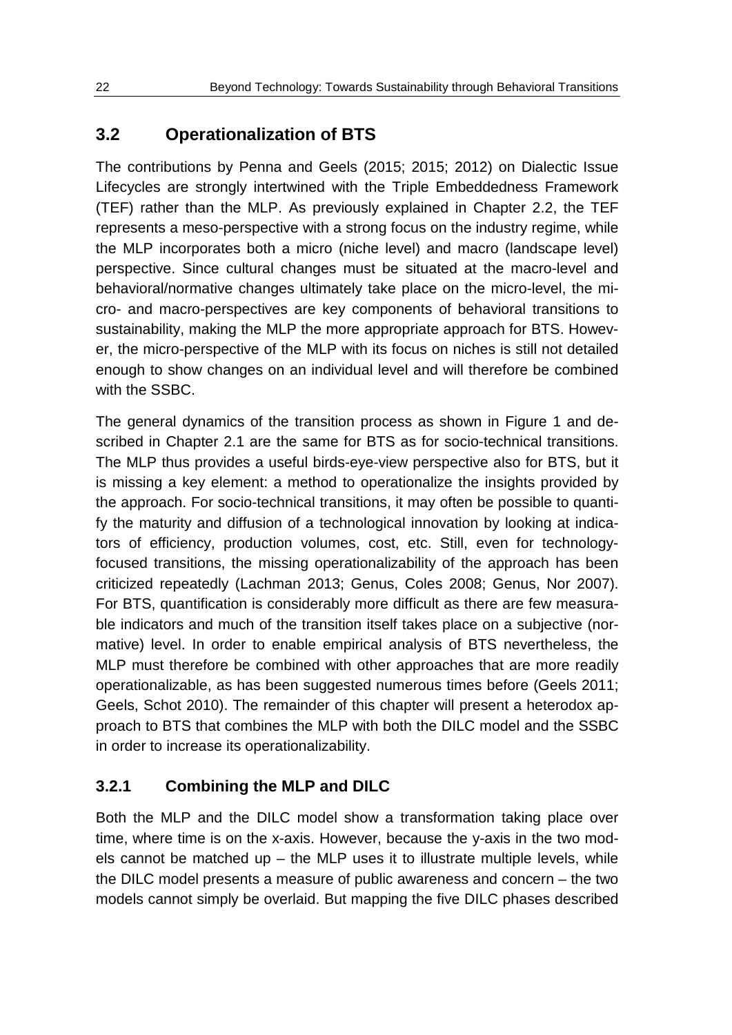## 3.2 Operationalization of BTS

The contributions by Penna and Geels (2015; 2015; 2012) on Dialectic Issue Lifecycles are strongly intertwined with the Triple Embeddedness Framework (TEF) rather than the MLP. As previously explained in Chapter 2.2, the TEF represents a meso-perspective with a strong focus on the industry regime, while the MLP incorporates both a micro (niche level) and macro (landscape level) perspective. Since cultural changes must be situated at the macro-level and behavioral/normative changes ultimately take place on the micro-level, the micro- and macro-perspectives are key components of behavioral transitions to sustainability, making the MLP the more appropriate approach for BTS. However, the micro-perspective of the MLP with its focus on niches is still not detailed enough to show changes on an individual level and will therefore be combined with the SSBC.

The general dynamics of the transition process as shown in Figure 1 and described in Chapter 2.1 are the same for BTS as for socio-technical transitions. The MLP thus provides a useful birds-eye-view perspective also for BTS, but it is missing a key element: a method to operationalize the insights provided by the approach. For socio-technical transitions, it may often be possible to quantify the maturity and diffusion of a technological innovation by looking at indicators of efficiency, production volumes, cost, etc. Still, even for technology-focused transitions, the missing operationalizability of the approach has been criticized repeatedly (Lachman 2013; Genus, Coles 2008; Genus, Nor 2007). For BTS, quantification is considerably more difficult as there are few measurable indicators and much of the transition itself takes place on a subjective (normative) level. In order to enable empirical analysis of BTS nevertheless, the MLP must therefore be combined with other approaches that are more readily operationalizable, as has been suggested numerous times before (Geels 2011; Geels, Schot 2010). The remainder of this chapter will present a heterodox approach to BTS that combines the MLP with both the DILC model and the SSBC in order to increase its operationalizability.

### 3.2.1 Combining the MLP and DILC

Both the MLP and the DILC model show a transformation taking place over time, where time is on the x-axis. However, because the y-axis in the two models cannot be matched up – the MLP uses it to illustrate multiple levels, while the DILC model presents a measure of public awareness and concern – the two models cannot simply be overlaid. But mapping the five DILC phases described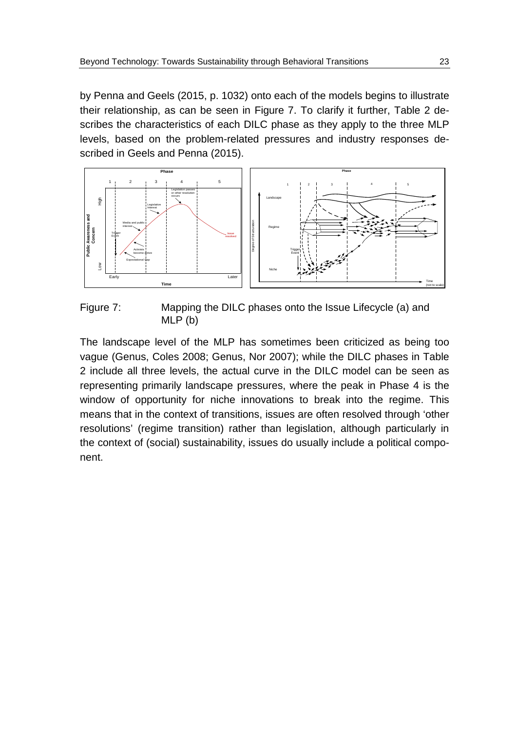by Penna and Geels (2015, p. 1032) onto each of the models begins to illustrate their relationship, as can be seen in Figure 7. To clarify it further, Table 2 describes the characteristics of each DILC phase as they apply to the three MLP levels, based on the problem-related pressures and industry responses described in Geels and Penna (2015).

Figure 7: Mapping the DILC phases onto the Issue Lifecycle (a) and MLP (b)

The landscape level of the MLP has sometimes been criticized as being too vague (Genus, Coles 2008; Genus, Nor 2007); while the DILC phases in Table 2 include all three levels, the actual curve in the DILC model can be seen as representing primarily landscape pressures, where the peak in Phase 4 is the window of opportunity for niche innovations to break into the regime. This means that in the context of transitions, issues are often resolved through 'other resolutions' (regime transition) rather than legislation, although particularly in the context of (social) sustainability, issues do usually include a political component.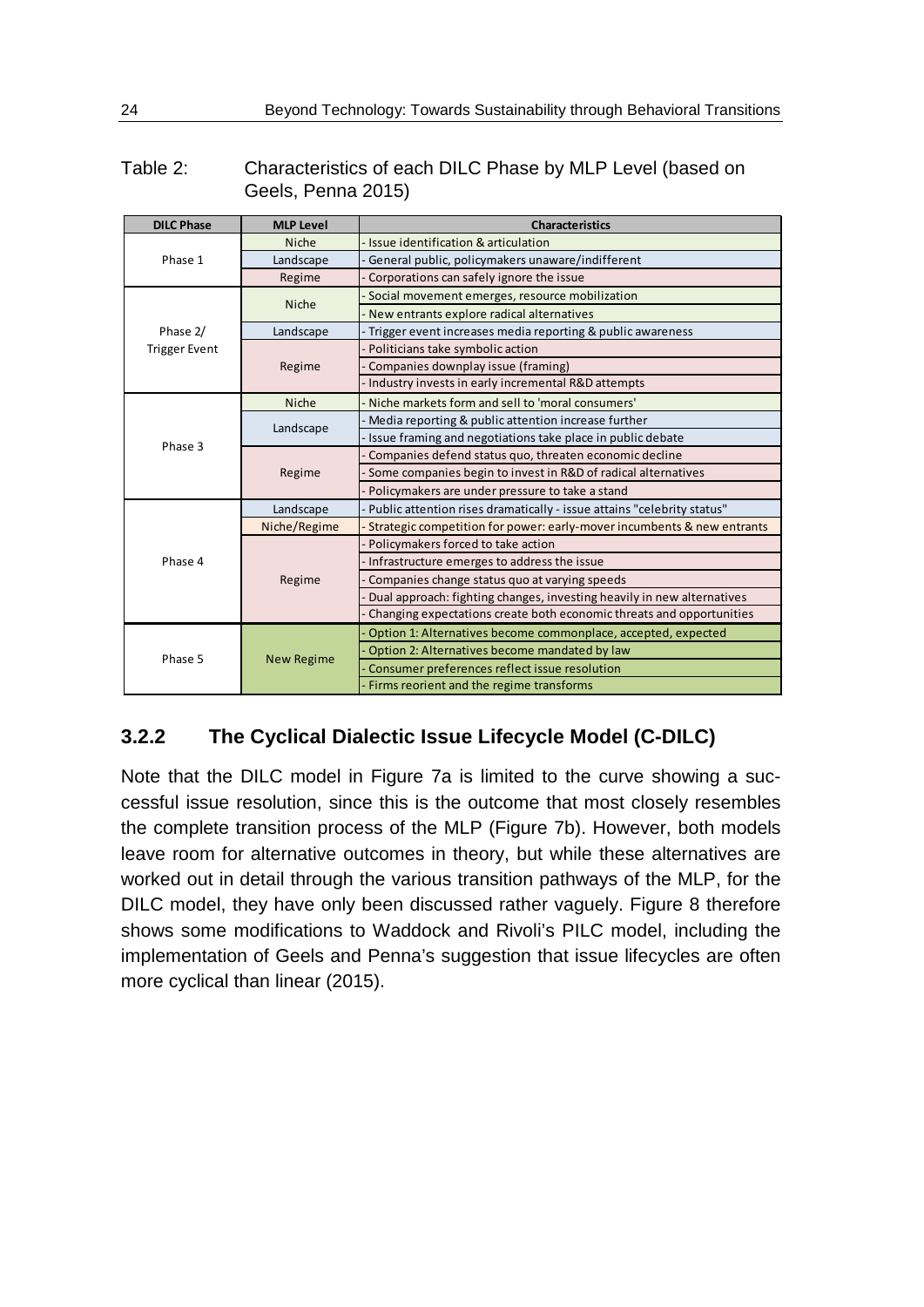Table 2: Characteristics of each DILC Phase by MLP Level (based on Geels, Penna 2015)

| DILC Phase | MLP Level | Characteristics |
|---|---|---|
| Phase 1 | Niche | - Issue identification & articulation |
| | Landscape | - General public, policymakers unaware/indifferent |
| | Regime | - Corporations can safely ignore the issue |
| Phase 2/ Trigger Event | Niche | - Social movement emerges, resource mobilization |
| | | - New entrants explore radical alternatives |
| | Landscape | - Trigger event increases media reporting & public awareness |
| | Regime | - Politicians take symbolic action |
| | | - Companies downplay issue (framing) |
| | | - Industry invests in early incremental R&D attempts |
| Phase 3 | Niche | - Niche markets form and sell to 'moral consumers' |
| | Landscape | - Media reporting & public attention increase further |
| | | - Issue framing and negotiations take place in public debate |
| | Regime | - Companies defend status quo, threaten economic decline |
| | | - Some companies begin to invest in R&D of radical alternatives |
| | | - Policymakers are under pressure to take a stand |
| Phase 4 | Landscape | - Public attention rises dramatically - issue attains "celebrity status" |
| | Niche/Regime | - Strategic competition for power: early-mover incumbents & new entrants |
| | Regime | - Policymakers forced to take action |
| | | - Infrastructure emerges to address the issue |
| | | - Companies change status quo at varying speeds |
| | | - Dual approach: fighting changes, investing heavily in new alternatives |
| | | - Changing expectations create both economic threats and opportunities |
| Phase 5 | New Regime | - Option 1: Alternatives become commonplace, accepted, expected |
| | | - Option 2: Alternatives become mandated by law |
| | | - Consumer preferences reflect issue resolution |
| | | - Firms reorient and the regime transforms |

### 3.2.2 The Cyclical Dialectic Issue Lifecycle Model (C-DILC)

Note that the DILC model in Figure 7a is limited to the curve showing a successful issue resolution, since this is the outcome that most closely resembles the complete transition process of the MLP (Figure 7b). However, both models leave room for alternative outcomes in theory, but while these alternatives are worked out in detail through the various transition pathways of the MLP, for the DILC model, they have only been discussed rather vaguely. Figure 8 therefore shows some modifications to Waddock and Rivoli's PILC model, including the implementation of Geels and Penna's suggestion that issue lifecycles are often more cyclical than linear (2015).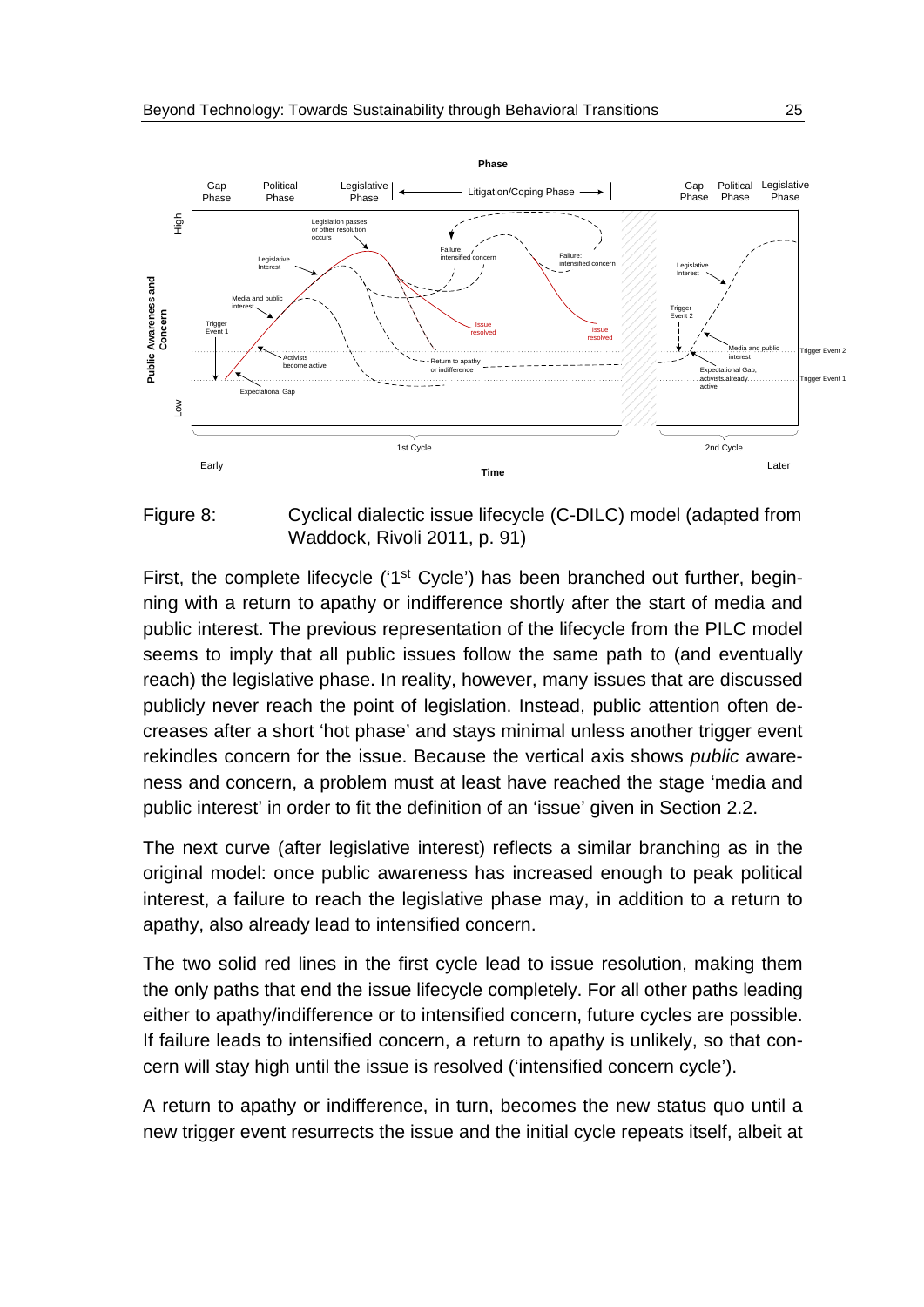Figure 8: Cyclical dialectic issue lifecycle (C-DILC) model (adapted from Waddock, Rivoli 2011, p. 91)

First, the complete lifecycle ('1st Cycle') has been branched out further, beginning with a return to apathy or indifference shortly after the start of media and public interest. The previous representation of the lifecycle from the PILC model seems to imply that all public issues follow the same path to (and eventually reach) the legislative phase. In reality, however, many issues that are discussed publicly never reach the point of legislation. Instead, public attention often decreases after a short 'hot phase' and stays minimal unless another trigger event rekindles concern for the issue. Because the vertical axis shows *public* awareness and concern, a problem must at least have reached the stage 'media and public interest' in order to fit the definition of an 'issue' given in Section 2.2.

The next curve (after legislative interest) reflects a similar branching as in the original model: once public awareness has increased enough to peak political interest, a failure to reach the legislative phase may, in addition to a return to apathy, also already lead to intensified concern.

The two solid red lines in the first cycle lead to issue resolution, making them the only paths that end the issue lifecycle completely. For all other paths leading either to apathy/indifference or to intensified concern, future cycles are possible. If failure leads to intensified concern, a return to apathy is unlikely, so that concern will stay high until the issue is resolved ('intensified concern cycle').

A return to apathy or indifference, in turn, becomes the new status quo until a new trigger event resurrects the issue and the initial cycle repeats itself, albeit at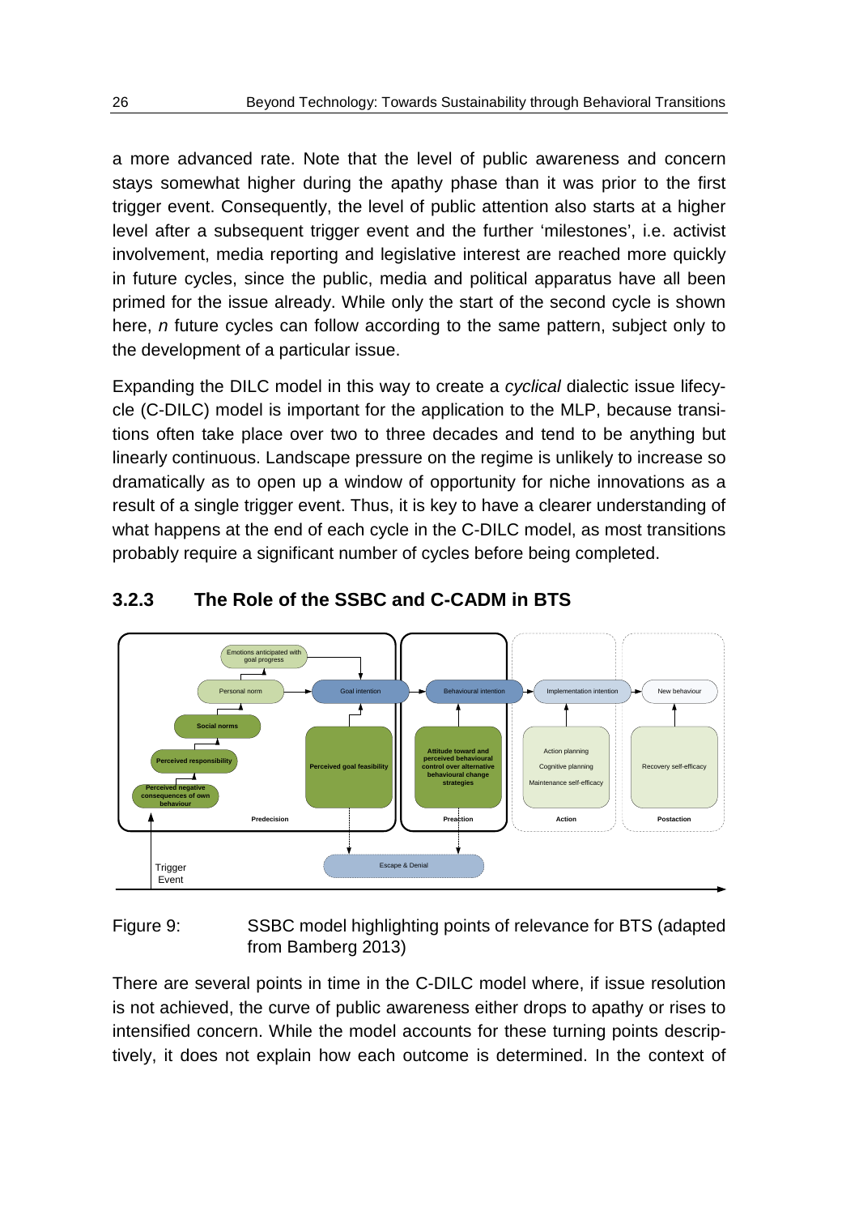a more advanced rate. Note that the level of public awareness and concern stays somewhat higher during the apathy phase than it was prior to the first trigger event. Consequently, the level of public attention also starts at a higher level after a subsequent trigger event and the further 'milestones', i.e. activist involvement, media reporting and legislative interest are reached more quickly in future cycles, since the public, media and political apparatus have all been primed for the issue already. While only the start of the second cycle is shown here, *n* future cycles can follow according to the same pattern, subject only to the development of a particular issue.

Expanding the DILC model in this way to create a *cyclical* dialectic issue lifecycle (C-DILC) model is important for the application to the MLP, because transitions often take place over two to three decades and tend to be anything but linearly continuous. Landscape pressure on the regime is unlikely to increase so dramatically as to open up a window of opportunity for niche innovations as a result of a single trigger event. Thus, it is key to have a clearer understanding of what happens at the end of each cycle in the C-DILC model, as most transitions probably require a significant number of cycles before being completed.

### 3.2.3 The Role of the SSBC and C-CADM in BTS

Figure 9: SSBC model highlighting points of relevance for BTS (adapted from Bamberg 2013)

There are several points in time in the C-DILC model where, if issue resolution is not achieved, the curve of public awareness either drops to apathy or rises to intensified concern. While the model accounts for these turning points descriptively, it does not explain how each outcome is determined. In the context of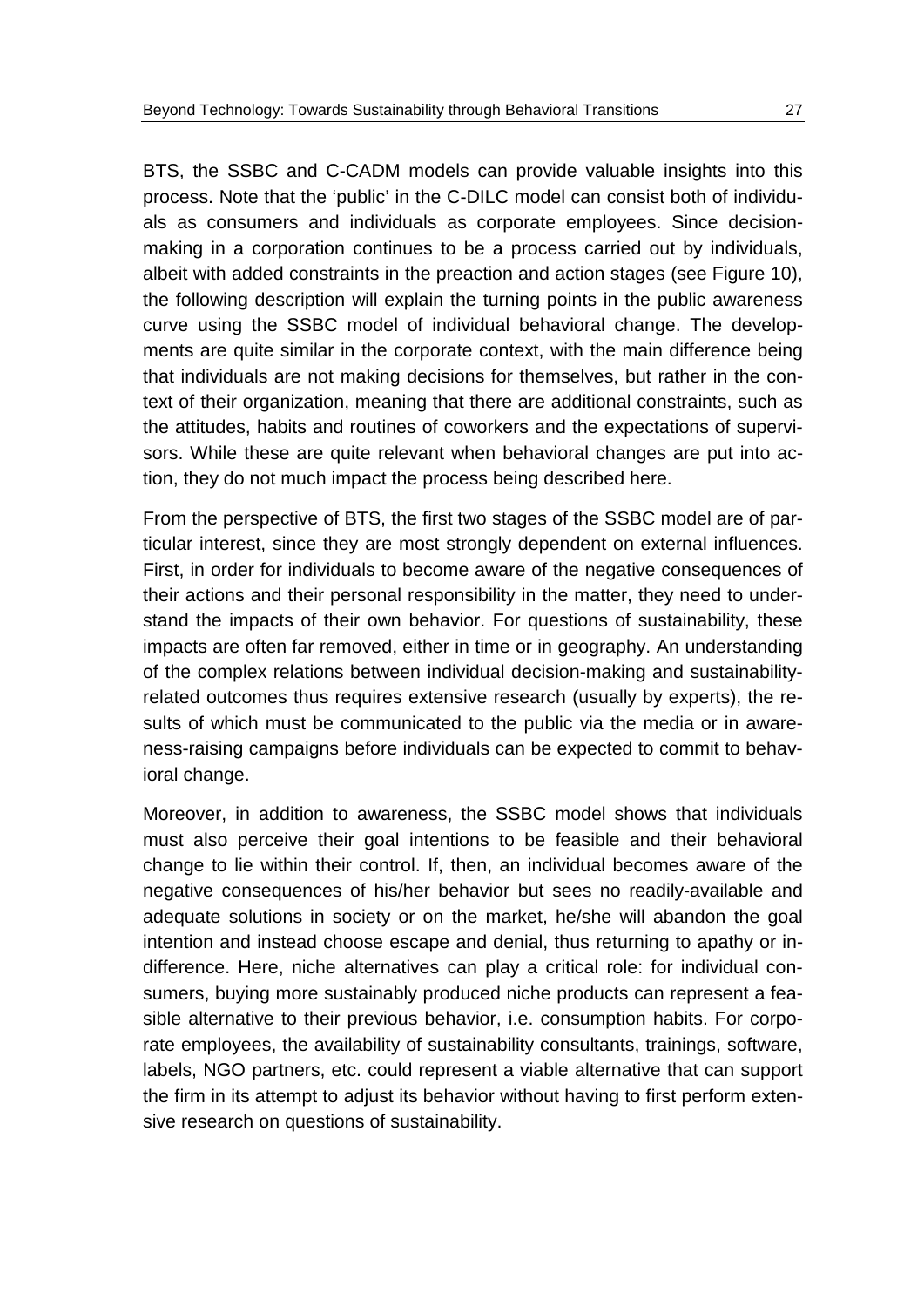BTS, the SSBC and C-CADM models can provide valuable insights into this process. Note that the 'public' in the C-DILC model can consist both of individuals as consumers and individuals as corporate employees. Since decision-making in a corporation continues to be a process carried out by individuals, albeit with added constraints in the preaction and action stages (see Figure 10), the following description will explain the turning points in the public awareness curve using the SSBC model of individual behavioral change. The developments are quite similar in the corporate context, with the main difference being that individuals are not making decisions for themselves, but rather in the context of their organization, meaning that there are additional constraints, such as the attitudes, habits and routines of coworkers and the expectations of supervisors. While these are quite relevant when behavioral changes are put into action, they do not much impact the process being described here.

From the perspective of BTS, the first two stages of the SSBC model are of particular interest, since they are most strongly dependent on external influences. First, in order for individuals to become aware of the negative consequences of their actions and their personal responsibility in the matter, they need to understand the impacts of their own behavior. For questions of sustainability, these impacts are often far removed, either in time or in geography. An understanding of the complex relations between individual decision-making and sustainability-related outcomes thus requires extensive research (usually by experts), the results of which must be communicated to the public via the media or in awareness-raising campaigns before individuals can be expected to commit to behavioral change.

Moreover, in addition to awareness, the SSBC model shows that individuals must also perceive their goal intentions to be feasible and their behavioral change to lie within their control. If, then, an individual becomes aware of the negative consequences of his/her behavior but sees no readily-available and adequate solutions in society or on the market, he/she will abandon the goal intention and instead choose escape and denial, thus returning to apathy or indifference. Here, niche alternatives can play a critical role: for individual consumers, buying more sustainably produced niche products can represent a feasible alternative to their previous behavior, i.e. consumption habits. For corporate employees, the availability of sustainability consultants, trainings, software, labels, NGO partners, etc. could represent a viable alternative that can support the firm in its attempt to adjust its behavior without having to first perform extensive research on questions of sustainability.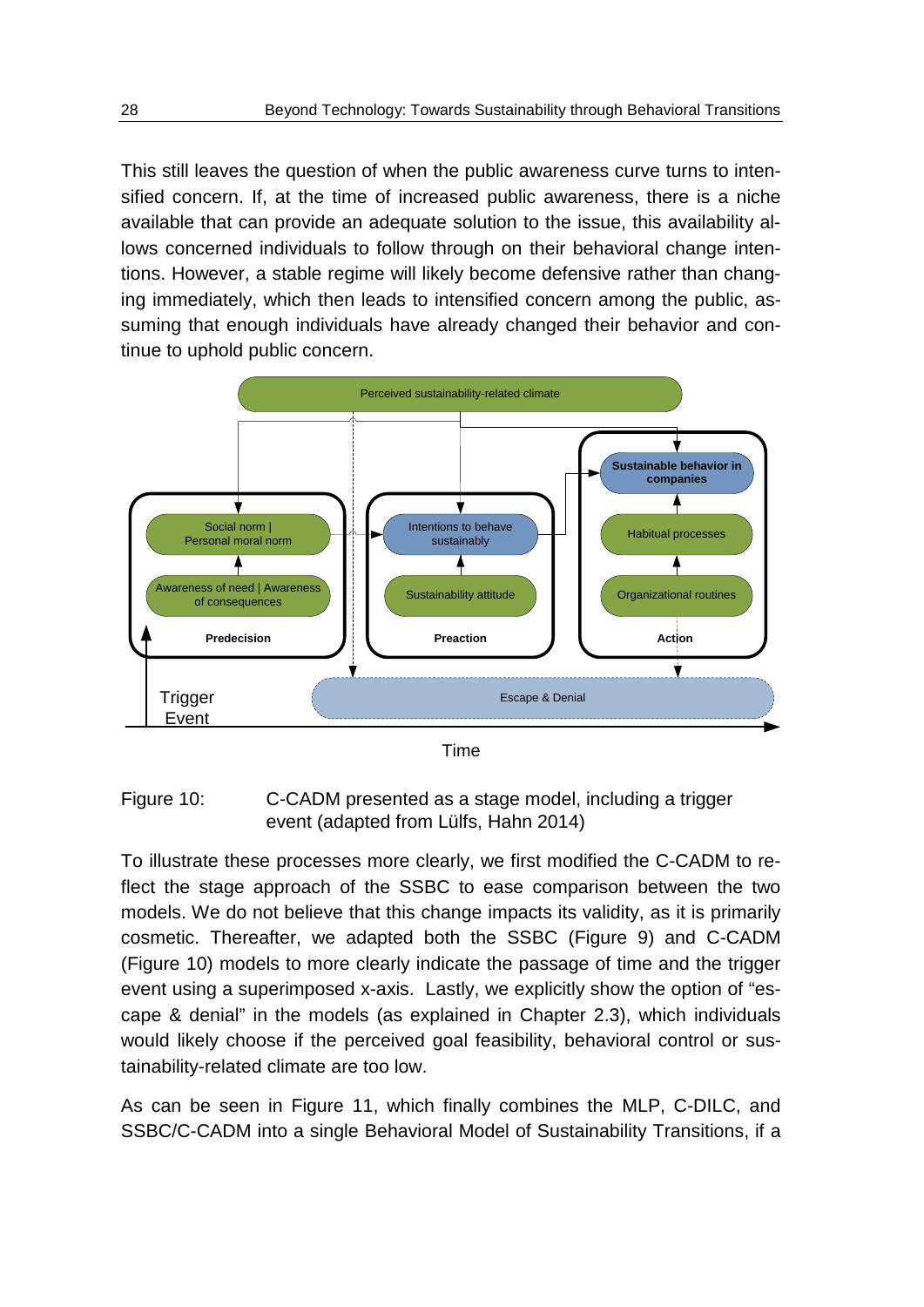This still leaves the question of when the public awareness curve turns to intensified concern. If, at the time of increased public awareness, there is a niche available that can provide an adequate solution to the issue, this availability allows concerned individuals to follow through on their behavioral change intentions. However, a stable regime will likely become defensive rather than changing immediately, which then leads to intensified concern among the public, assuming that enough individuals have already changed their behavior and continue to uphold public concern.

Figure 10: C-CADM presented as a stage model, including a trigger event (adapted from Lülfs, Hahn 2014)

To illustrate these processes more clearly, we first modified the C-CADM to reflect the stage approach of the SSBC to ease comparison between the two models. We do not believe that this change impacts its validity, as it is primarily cosmetic. Thereafter, we adapted both the SSBC (Figure 9) and C-CADM (Figure 10) models to more clearly indicate the passage of time and the trigger event using a superimposed x-axis. Lastly, we explicitly show the option of "escape & denial" in the models (as explained in Chapter 2.3), which individuals would likely choose if the perceived goal feasibility, behavioral control or sustainability-related climate are too low.

As can be seen in Figure 11, which finally combines the MLP, C-DILC, and SSBC/C-CADM into a single Behavioral Model of Sustainability Transitions, if a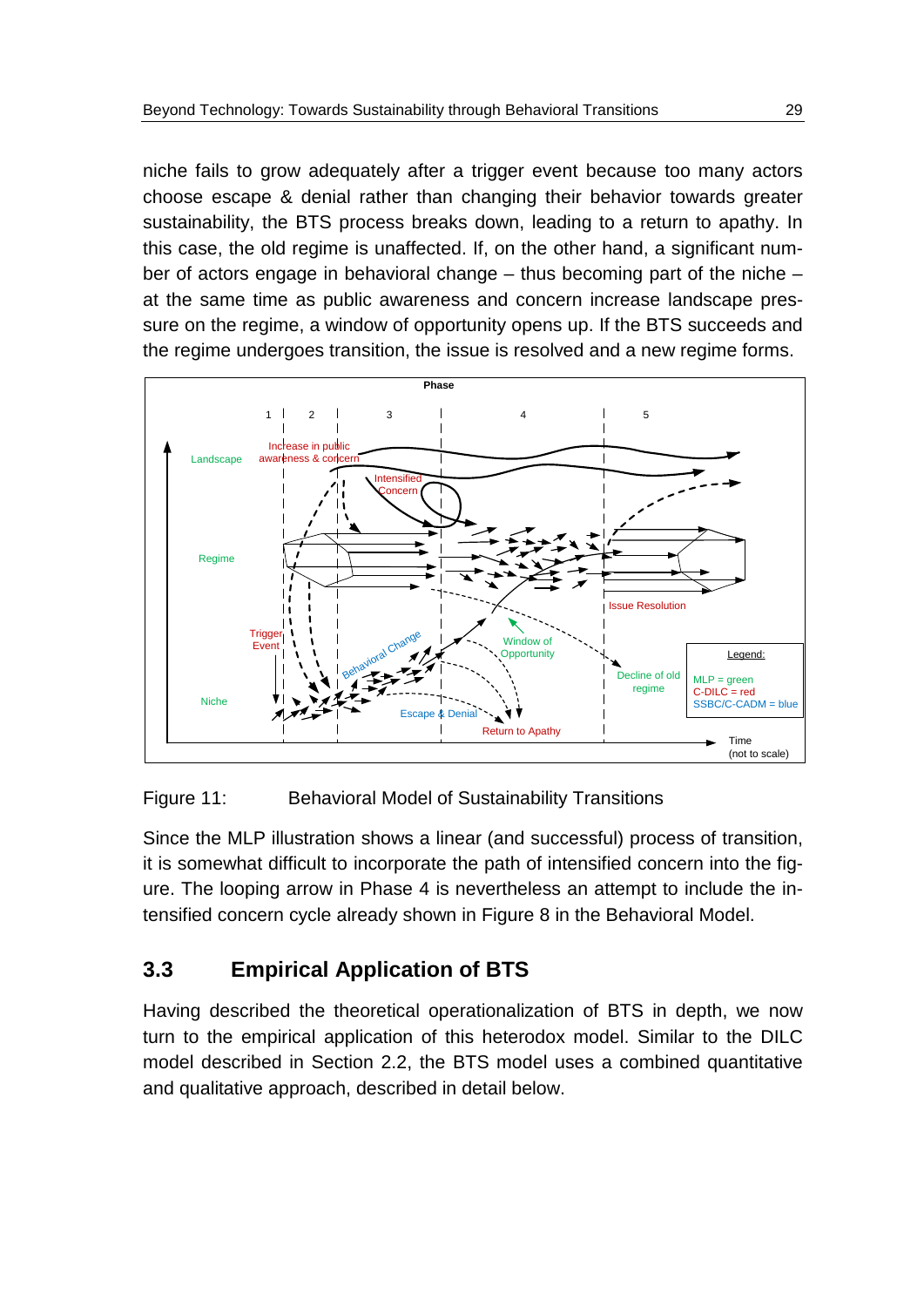niche fails to grow adequately after a trigger event because too many actors choose escape & denial rather than changing their behavior towards greater sustainability, the BTS process breaks down, leading to a return to apathy. In this case, the old regime is unaffected. If, on the other hand, a significant number of actors engage in behavioral change – thus becoming part of the niche – at the same time as public awareness and concern increase landscape pressure on the regime, a window of opportunity opens up. If the BTS succeeds and the regime undergoes transition, the issue is resolved and a new regime forms.

Figure 11: Behavioral Model of Sustainability Transitions

Since the MLP illustration shows a linear (and successful) process of transition, it is somewhat difficult to incorporate the path of intensified concern into the figure. The looping arrow in Phase 4 is nevertheless an attempt to include the intensified concern cycle already shown in Figure 8 in the Behavioral Model.

## 3.3 Empirical Application of BTS

Having described the theoretical operationalization of BTS in depth, we now turn to the empirical application of this heterodox model. Similar to the DILC model described in Section 2.2, the BTS model uses a combined quantitative and qualitative approach, described in detail below.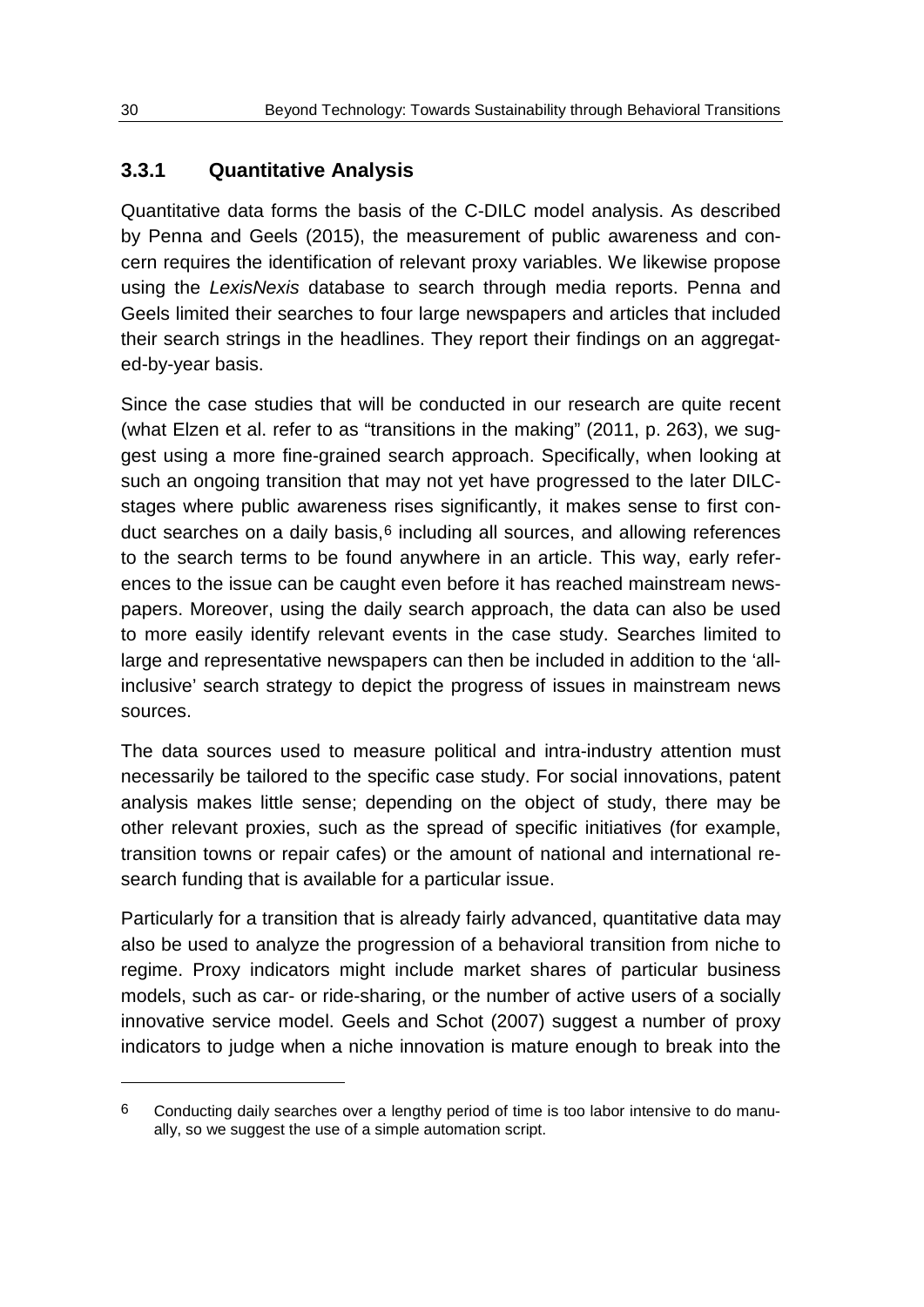### 3.3.1 Quantitative Analysis

Quantitative data forms the basis of the C-DILC model analysis. As described by Penna and Geels (2015), the measurement of public awareness and concern requires the identification of relevant proxy variables. We likewise propose using the *LexisNexis* database to search through media reports. Penna and Geels limited their searches to four large newspapers and articles that included their search strings in the headlines. They report their findings on an aggregated-by-year basis.

Since the case studies that will be conducted in our research are quite recent (what Elzen et al. refer to as "transitions in the making" (2011, p. 263), we suggest using a more fine-grained search approach. Specifically, when looking at such an ongoing transition that may not yet have progressed to the later DILC-stages where public awareness rises significantly, it makes sense to first conduct searches on a daily basis,[6] including all sources, and allowing references to the search terms to be found anywhere in an article. This way, early references to the issue can be caught even before it has reached mainstream newspapers. Moreover, using the daily search approach, the data can also be used to more easily identify relevant events in the case study. Searches limited to large and representative newspapers can then be included in addition to the 'all-inclusive' search strategy to depict the progress of issues in mainstream news sources.

The data sources used to measure political and intra-industry attention must necessarily be tailored to the specific case study. For social innovations, patent analysis makes little sense; depending on the object of study, there may be other relevant proxies, such as the spread of specific initiatives (for example, transition towns or repair cafes) or the amount of national and international research funding that is available for a particular issue.

Particularly for a transition that is already fairly advanced, quantitative data may also be used to analyze the progression of a behavioral transition from niche to regime. Proxy indicators might include market shares of particular business models, such as car- or ride-sharing, or the number of active users of a socially innovative service model. Geels and Schot (2007) suggest a number of proxy indicators to judge when a niche innovation is mature enough to break into the

---

[6] Conducting daily searches over a lengthy period of time is too labor intensive to do manually, so we suggest the use of a simple automation script.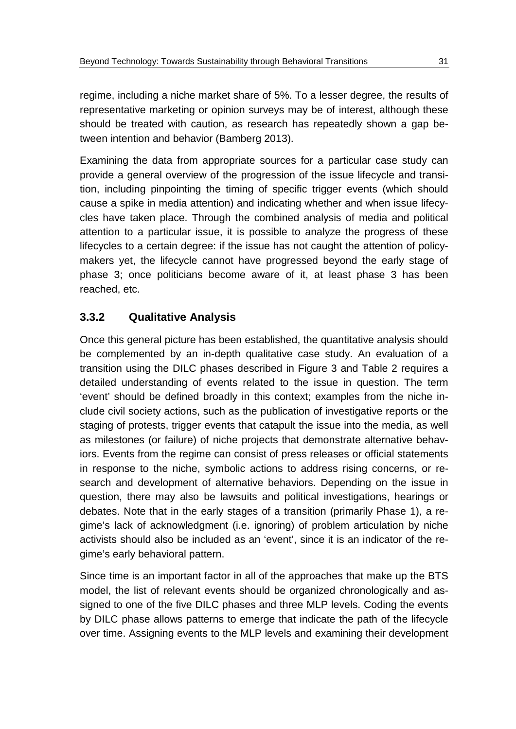regime, including a niche market share of 5%. To a lesser degree, the results of representative marketing or opinion surveys may be of interest, although these should be treated with caution, as research has repeatedly shown a gap between intention and behavior (Bamberg 2013).

Examining the data from appropriate sources for a particular case study can provide a general overview of the progression of the issue lifecycle and transition, including pinpointing the timing of specific trigger events (which should cause a spike in media attention) and indicating whether and when issue lifecycles have taken place. Through the combined analysis of media and political attention to a particular issue, it is possible to analyze the progress of these lifecycles to a certain degree: if the issue has not caught the attention of policymakers yet, the lifecycle cannot have progressed beyond the early stage of phase 3; once politicians become aware of it, at least phase 3 has been reached, etc.

### 3.3.2 Qualitative Analysis

Once this general picture has been established, the quantitative analysis should be complemented by an in-depth qualitative case study. An evaluation of a transition using the DILC phases described in Figure 3 and Table 2 requires a detailed understanding of events related to the issue in question. The term 'event' should be defined broadly in this context; examples from the niche include civil society actions, such as the publication of investigative reports or the staging of protests, trigger events that catapult the issue into the media, as well as milestones (or failure) of niche projects that demonstrate alternative behaviors. Events from the regime can consist of press releases or official statements in response to the niche, symbolic actions to address rising concerns, or research and development of alternative behaviors. Depending on the issue in question, there may also be lawsuits and political investigations, hearings or debates. Note that in the early stages of a transition (primarily Phase 1), a regime's lack of acknowledgment (i.e. ignoring) of problem articulation by niche activists should also be included as an 'event', since it is an indicator of the regime's early behavioral pattern.

Since time is an important factor in all of the approaches that make up the BTS model, the list of relevant events should be organized chronologically and assigned to one of the five DILC phases and three MLP levels. Coding the events by DILC phase allows patterns to emerge that indicate the path of the lifecycle over time. Assigning events to the MLP levels and examining their development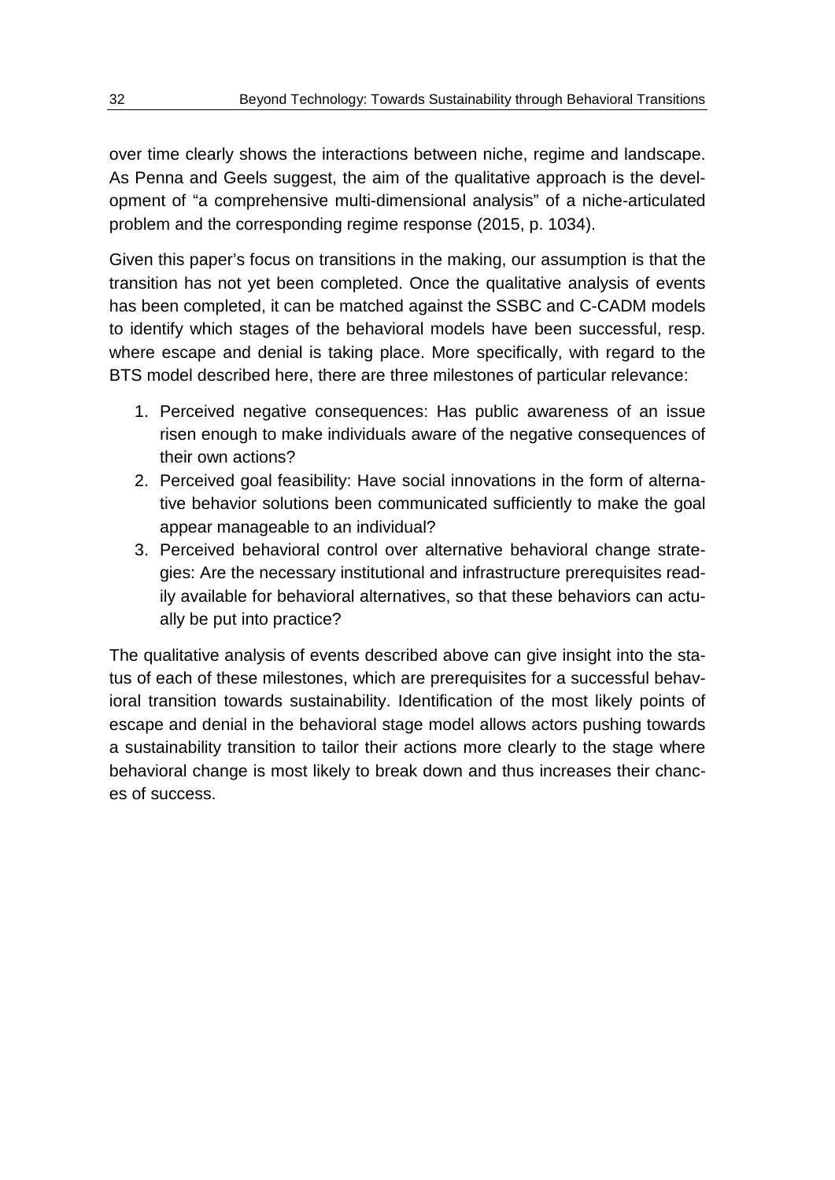over time clearly shows the interactions between niche, regime and landscape. As Penna and Geels suggest, the aim of the qualitative approach is the development of "a comprehensive multi-dimensional analysis" of a niche-articulated problem and the corresponding regime response (2015, p. 1034).

Given this paper's focus on transitions in the making, our assumption is that the transition has not yet been completed. Once the qualitative analysis of events has been completed, it can be matched against the SSBC and C-CADM models to identify which stages of the behavioral models have been successful, resp. where escape and denial is taking place. More specifically, with regard to the BTS model described here, there are three milestones of particular relevance:

1. Perceived negative consequences: Has public awareness of an issue risen enough to make individuals aware of the negative consequences of their own actions?
2. Perceived goal feasibility: Have social innovations in the form of alternative behavior solutions been communicated sufficiently to make the goal appear manageable to an individual?
3. Perceived behavioral control over alternative behavioral change strategies: Are the necessary institutional and infrastructure prerequisites readily available for behavioral alternatives, so that these behaviors can actually be put into practice?

The qualitative analysis of events described above can give insight into the status of each of these milestones, which are prerequisites for a successful behavioral transition towards sustainability. Identification of the most likely points of escape and denial in the behavioral stage model allows actors pushing towards a sustainability transition to tailor their actions more clearly to the stage where behavioral change is most likely to break down and thus increases their chances of success.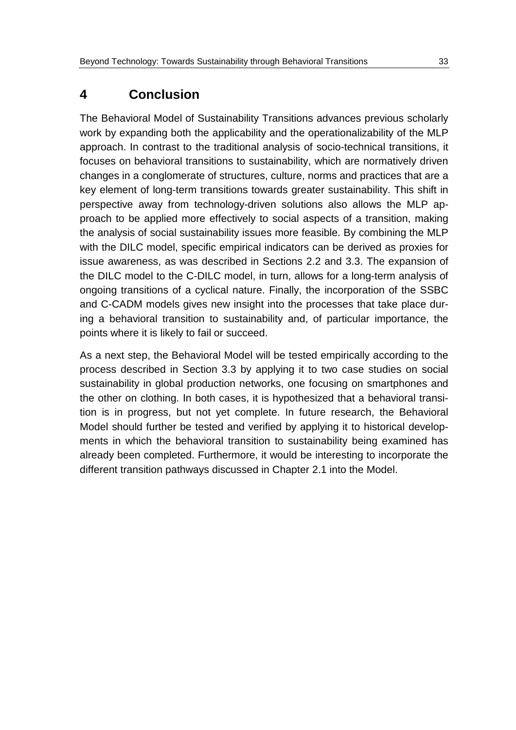# 4 Conclusion

The Behavioral Model of Sustainability Transitions advances previous scholarly work by expanding both the applicability and the operationalizability of the MLP approach. In contrast to the traditional analysis of socio-technical transitions, it focuses on behavioral transitions to sustainability, which are normatively driven changes in a conglomerate of structures, culture, norms and practices that are a key element of long-term transitions towards greater sustainability. This shift in perspective away from technology-driven solutions also allows the MLP approach to be applied more effectively to social aspects of a transition, making the analysis of social sustainability issues more feasible. By combining the MLP with the DILC model, specific empirical indicators can be derived as proxies for issue awareness, as was described in Sections 2.2 and 3.3. The expansion of the DILC model to the C-DILC model, in turn, allows for a long-term analysis of ongoing transitions of a cyclical nature. Finally, the incorporation of the SSBC and C-CADM models gives new insight into the processes that take place during a behavioral transition to sustainability and, of particular importance, the points where it is likely to fail or succeed.

As a next step, the Behavioral Model will be tested empirically according to the process described in Section 3.3 by applying it to two case studies on social sustainability in global production networks, one focusing on smartphones and the other on clothing. In both cases, it is hypothesized that a behavioral transition is in progress, but not yet complete. In future research, the Behavioral Model should further be tested and verified by applying it to historical developments in which the behavioral transition to sustainability being examined has already been completed. Furthermore, it would be interesting to incorporate the different transition pathways discussed in Chapter 2.1 into the Model.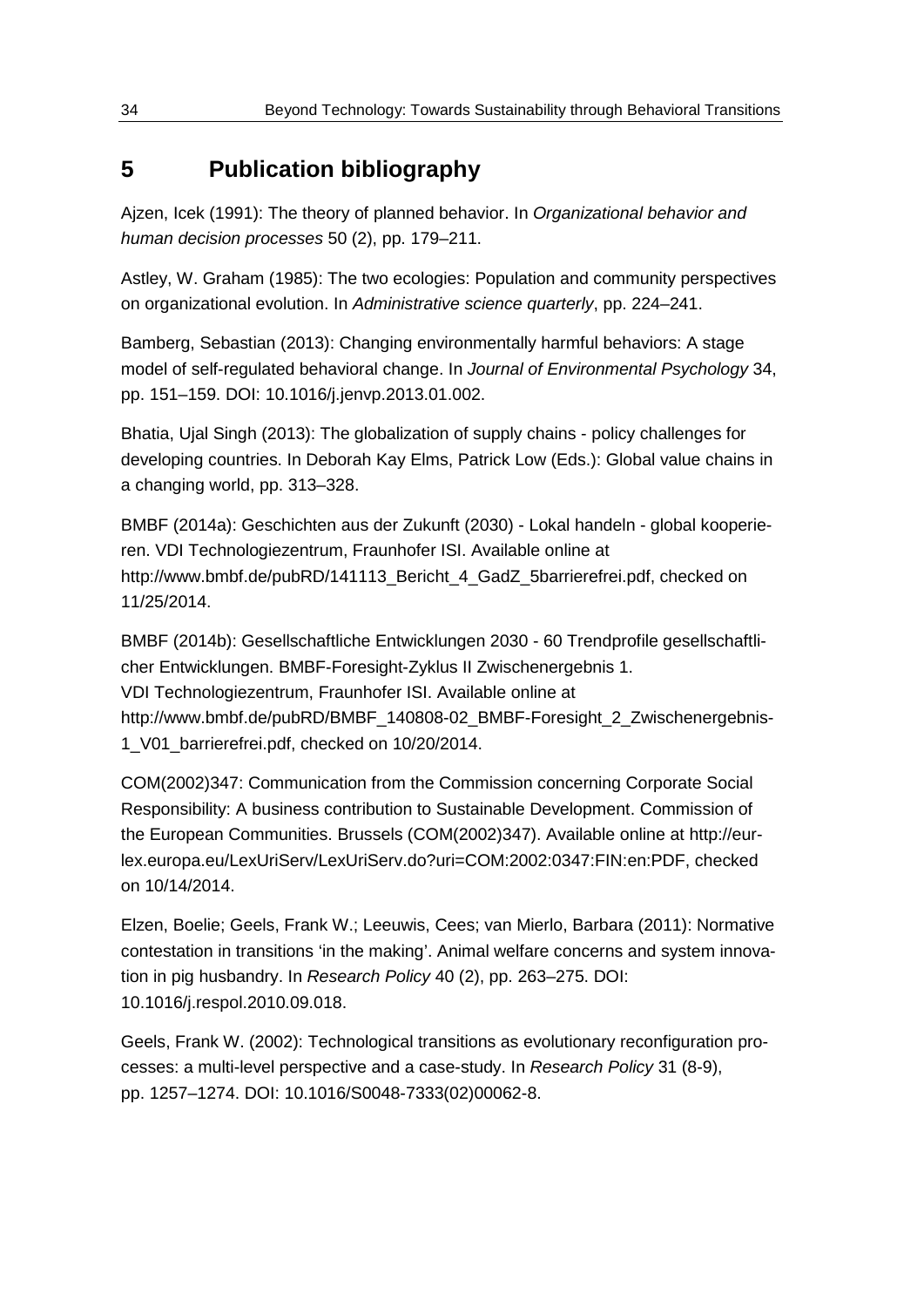# 5 Publication bibliography

Ajzen, Icek (1991): The theory of planned behavior. In *Organizational behavior and human decision processes* 50 (2), pp. 179–211.

Astley, W. Graham (1985): The two ecologies: Population and community perspectives on organizational evolution. In *Administrative science quarterly*, pp. 224–241.

Bamberg, Sebastian (2013): Changing environmentally harmful behaviors: A stage model of self-regulated behavioral change. In *Journal of Environmental Psychology* 34, pp. 151–159. DOI: 10.1016/j.jenvp.2013.01.002.

Bhatia, Ujal Singh (2013): The globalization of supply chains - policy challenges for developing countries. In Deborah Kay Elms, Patrick Low (Eds.): Global value chains in a changing world, pp. 313–328.

BMBF (2014a): Geschichten aus der Zukunft (2030) - Lokal handeln - global kooperieren. VDI Technologiezentrum, Fraunhofer ISI. Available online at http://www.bmbf.de/pubRD/141113_Bericht_4_GadZ_5barrierefrei.pdf, checked on 11/25/2014.

BMBF (2014b): Gesellschaftliche Entwicklungen 2030 - 60 Trendprofile gesellschaftlicher Entwicklungen. BMBF-Foresight-Zyklus II Zwischenergebnis 1. VDI Technologiezentrum, Fraunhofer ISI. Available online at http://www.bmbf.de/pubRD/BMBF_140808-02_BMBF-Foresight_2_Zwischenergebnis-1_V01_barrierefrei.pdf, checked on 10/20/2014.

COM(2002)347: Communication from the Commission concerning Corporate Social Responsibility: A business contribution to Sustainable Development. Commission of the European Communities. Brussels (COM(2002)347). Available online at http://eur-lex.europa.eu/LexUriServ/LexUriServ.do?uri=COM:2002:0347:FIN:en:PDF, checked on 10/14/2014.

Elzen, Boelie; Geels, Frank W.; Leeuwis, Cees; van Mierlo, Barbara (2011): Normative contestation in transitions 'in the making'. Animal welfare concerns and system innovation in pig husbandry. In *Research Policy* 40 (2), pp. 263–275. DOI: 10.1016/j.respol.2010.09.018.

Geels, Frank W. (2002): Technological transitions as evolutionary reconfiguration processes: a multi-level perspective and a case-study. In *Research Policy* 31 (8-9), pp. 1257–1274. DOI: 10.1016/S0048-7333(02)00062-8.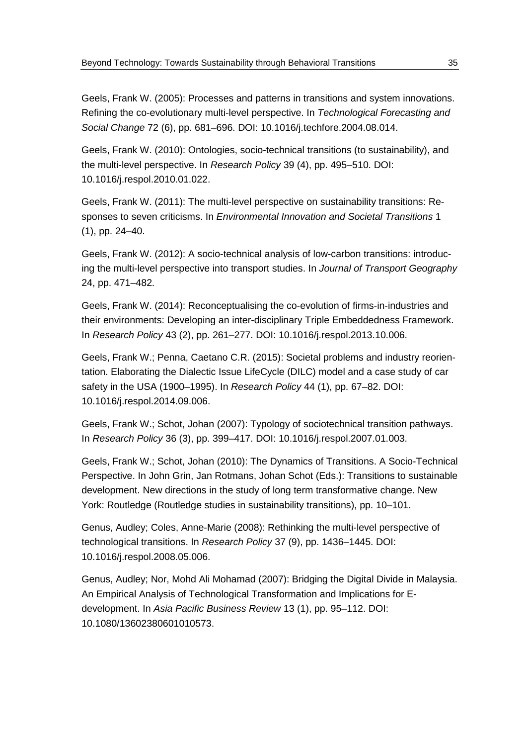Geels, Frank W. (2005): Processes and patterns in transitions and system innovations. Refining the co-evolutionary multi-level perspective. In *Technological Forecasting and Social Change* 72 (6), pp. 681–696. DOI: 10.1016/j.techfore.2004.08.014.

Geels, Frank W. (2010): Ontologies, socio-technical transitions (to sustainability), and the multi-level perspective. In *Research Policy* 39 (4), pp. 495–510. DOI: 10.1016/j.respol.2010.01.022.

Geels, Frank W. (2011): The multi-level perspective on sustainability transitions: Responses to seven criticisms. In *Environmental Innovation and Societal Transitions* 1 (1), pp. 24–40.

Geels, Frank W. (2012): A socio-technical analysis of low-carbon transitions: introducing the multi-level perspective into transport studies. In *Journal of Transport Geography* 24, pp. 471–482.

Geels, Frank W. (2014): Reconceptualising the co-evolution of firms-in-industries and their environments: Developing an inter-disciplinary Triple Embeddedness Framework. In *Research Policy* 43 (2), pp. 261–277. DOI: 10.1016/j.respol.2013.10.006.

Geels, Frank W.; Penna, Caetano C.R. (2015): Societal problems and industry reorientation. Elaborating the Dialectic Issue LifeCycle (DILC) model and a case study of car safety in the USA (1900–1995). In *Research Policy* 44 (1), pp. 67–82. DOI: 10.1016/j.respol.2014.09.006.

Geels, Frank W.; Schot, Johan (2007): Typology of sociotechnical transition pathways. In *Research Policy* 36 (3), pp. 399–417. DOI: 10.1016/j.respol.2007.01.003.

Geels, Frank W.; Schot, Johan (2010): The Dynamics of Transitions. A Socio-Technical Perspective. In John Grin, Jan Rotmans, Johan Schot (Eds.): Transitions to sustainable development. New directions in the study of long term transformative change. New York: Routledge (Routledge studies in sustainability transitions), pp. 10–101.

Genus, Audley; Coles, Anne-Marie (2008): Rethinking the multi-level perspective of technological transitions. In *Research Policy* 37 (9), pp. 1436–1445. DOI: 10.1016/j.respol.2008.05.006.

Genus, Audley; Nor, Mohd Ali Mohamad (2007): Bridging the Digital Divide in Malaysia. An Empirical Analysis of Technological Transformation and Implications for E-development. In *Asia Pacific Business Review* 13 (1), pp. 95–112. DOI: 10.1080/13602380601010573.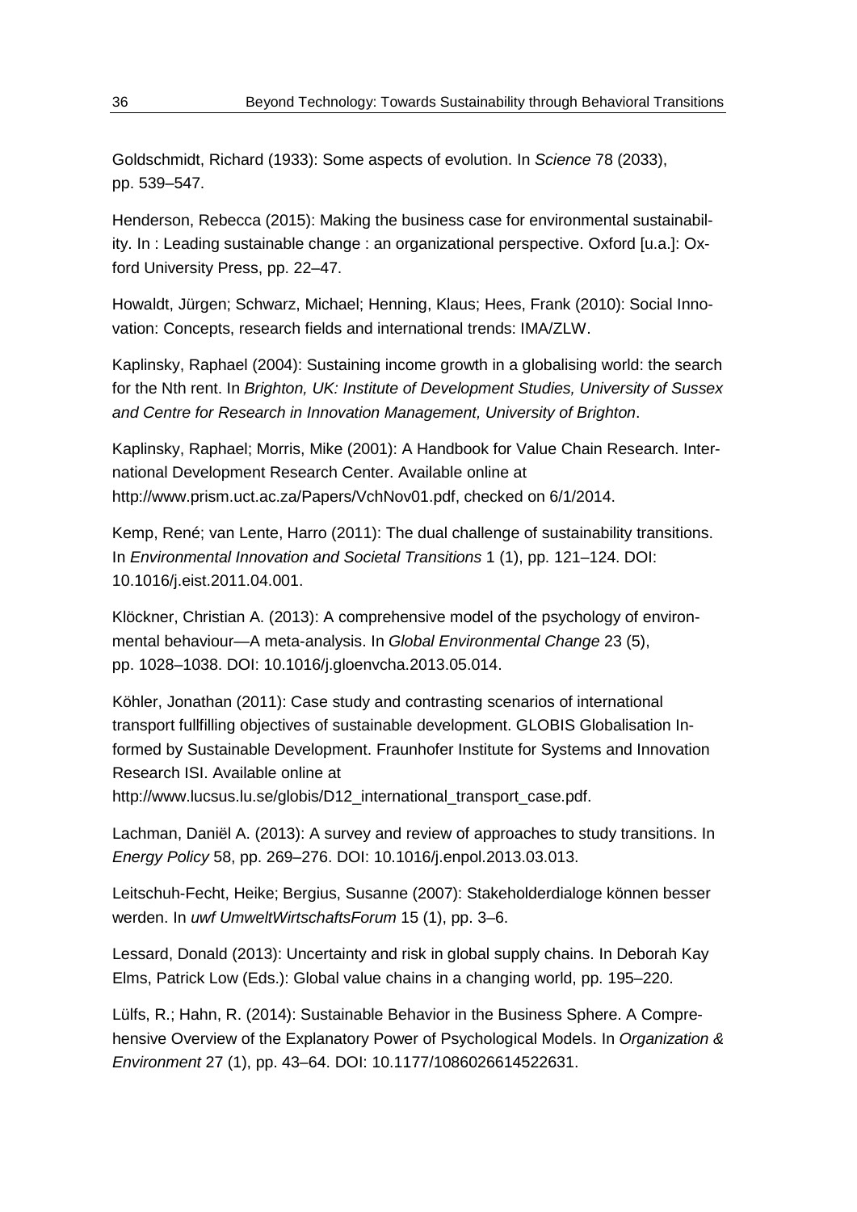Goldschmidt, Richard (1933): Some aspects of evolution. In *Science* 78 (2033), pp. 539–547.

Henderson, Rebecca (2015): Making the business case for environmental sustainability. In : Leading sustainable change : an organizational perspective. Oxford [u.a.]: Oxford University Press, pp. 22–47.

Howaldt, Jürgen; Schwarz, Michael; Henning, Klaus; Hees, Frank (2010): Social Innovation: Concepts, research fields and international trends: IMA/ZLW.

Kaplinsky, Raphael (2004): Sustaining income growth in a globalising world: the search for the Nth rent. In *Brighton, UK: Institute of Development Studies, University of Sussex and Centre for Research in Innovation Management, University of Brighton*.

Kaplinsky, Raphael; Morris, Mike (2001): A Handbook for Value Chain Research. International Development Research Center. Available online at http://www.prism.uct.ac.za/Papers/VchNov01.pdf, checked on 6/1/2014.

Kemp, René; van Lente, Harro (2011): The dual challenge of sustainability transitions. In *Environmental Innovation and Societal Transitions* 1 (1), pp. 121–124. DOI: 10.1016/j.eist.2011.04.001.

Klöckner, Christian A. (2013): A comprehensive model of the psychology of environmental behaviour—A meta-analysis. In *Global Environmental Change* 23 (5), pp. 1028–1038. DOI: 10.1016/j.gloenvcha.2013.05.014.

Köhler, Jonathan (2011): Case study and contrasting scenarios of international transport fullfilling objectives of sustainable development. GLOBIS Globalisation Informed by Sustainable Development. Fraunhofer Institute for Systems and Innovation Research ISI. Available online at http://www.lucsus.lu.se/globis/D12_international_transport_case.pdf.

Lachman, Daniël A. (2013): A survey and review of approaches to study transitions. In *Energy Policy* 58, pp. 269–276. DOI: 10.1016/j.enpol.2013.03.013.

Leitschuh-Fecht, Heike; Bergius, Susanne (2007): Stakeholderdialoge können besser werden. In *uwf UmweltWirtschaftsForum* 15 (1), pp. 3–6.

Lessard, Donald (2013): Uncertainty and risk in global supply chains. In Deborah Kay Elms, Patrick Low (Eds.): Global value chains in a changing world, pp. 195–220.

Lülfs, R.; Hahn, R. (2014): Sustainable Behavior in the Business Sphere. A Comprehensive Overview of the Explanatory Power of Psychological Models. In *Organization & Environment* 27 (1), pp. 43–64. DOI: 10.1177/1086026614522631.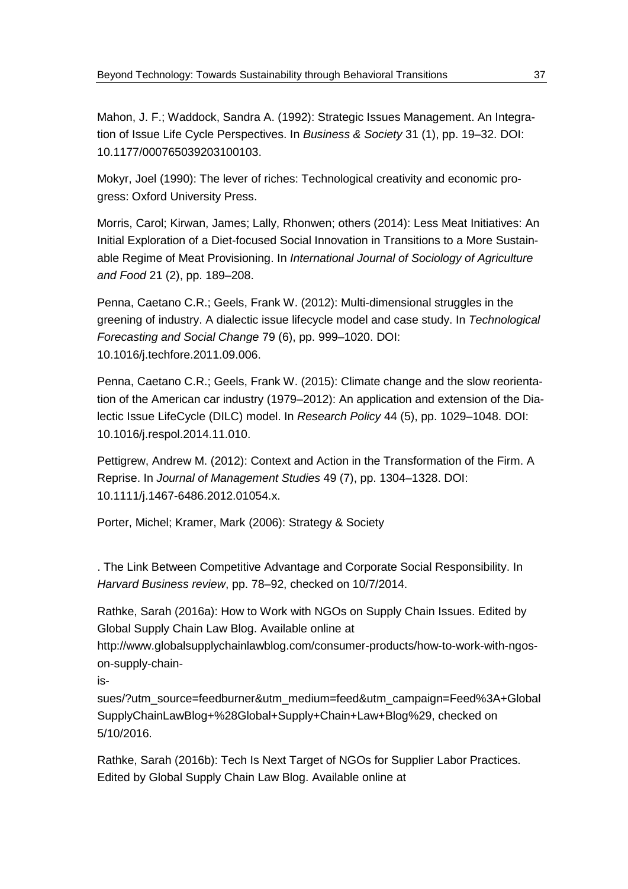Mahon, J. F.; Waddock, Sandra A. (1992): Strategic Issues Management. An Integration of Issue Life Cycle Perspectives. In *Business & Society* 31 (1), pp. 19–32. DOI: 10.1177/000765039203100103.

Mokyr, Joel (1990): The lever of riches: Technological creativity and economic progress: Oxford University Press.

Morris, Carol; Kirwan, James; Lally, Rhonwen; others (2014): Less Meat Initiatives: An Initial Exploration of a Diet-focused Social Innovation in Transitions to a More Sustainable Regime of Meat Provisioning. In *International Journal of Sociology of Agriculture and Food* 21 (2), pp. 189–208.

Penna, Caetano C.R.; Geels, Frank W. (2012): Multi-dimensional struggles in the greening of industry. A dialectic issue lifecycle model and case study. In *Technological Forecasting and Social Change* 79 (6), pp. 999–1020. DOI: 10.1016/j.techfore.2011.09.006.

Penna, Caetano C.R.; Geels, Frank W. (2015): Climate change and the slow reorientation of the American car industry (1979–2012): An application and extension of the Dialectic Issue LifeCycle (DILC) model. In *Research Policy* 44 (5), pp. 1029–1048. DOI: 10.1016/j.respol.2014.11.010.

Pettigrew, Andrew M. (2012): Context and Action in the Transformation of the Firm. A Reprise. In *Journal of Management Studies* 49 (7), pp. 1304–1328. DOI: 10.1111/j.1467-6486.2012.01054.x.

Porter, Michel; Kramer, Mark (2006): Strategy & Society

. The Link Between Competitive Advantage and Corporate Social Responsibility. In *Harvard Business review*, pp. 78–92, checked on 10/7/2014.

Rathke, Sarah (2016a): How to Work with NGOs on Supply Chain Issues. Edited by Global Supply Chain Law Blog. Available online at http://www.globalsupplychainlawblog.com/consumer-products/how-to-work-with-ngos-on-supply-chain-issues/?utm_source=feedburner&utm_medium=feed&utm_campaign=Feed%3A+GlobalSupplyChainLawBlog+%28Global+Supply+Chain+Law+Blog%29, checked on 5/10/2016.

Rathke, Sarah (2016b): Tech Is Next Target of NGOs for Supplier Labor Practices. Edited by Global Supply Chain Law Blog. Available online at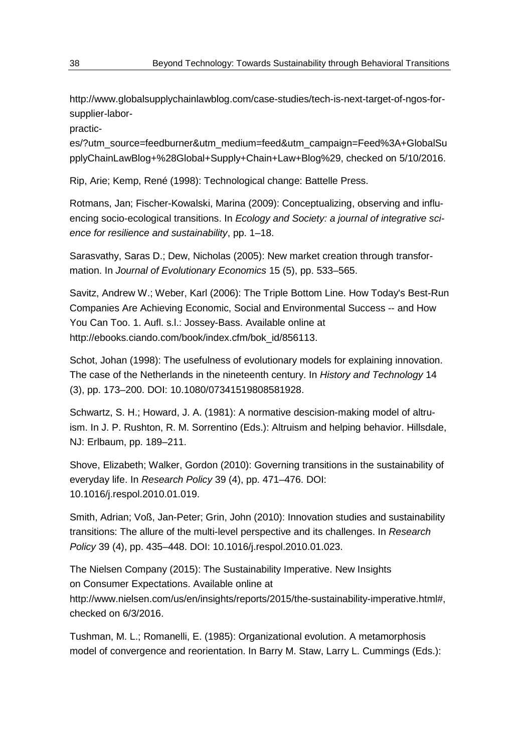http://www.globalsupplychainlawblog.com/case-studies/tech-is-next-target-of-ngos-for-supplier-labor-practices/?utm_source=feedburner&utm_medium=feed&utm_campaign=Feed%3A+GlobalSupplyChainLawBlog+%28Global+Supply+Chain+Law+Blog%29, checked on 5/10/2016.

Rip, Arie; Kemp, René (1998): Technological change: Battelle Press.

Rotmans, Jan; Fischer-Kowalski, Marina (2009): Conceptualizing, observing and influencing socio-ecological transitions. In *Ecology and Society: a journal of integrative science for resilience and sustainability*, pp. 1–18.

Sarasvathy, Saras D.; Dew, Nicholas (2005): New market creation through transformation. In *Journal of Evolutionary Economics* 15 (5), pp. 533–565.

Savitz, Andrew W.; Weber, Karl (2006): The Triple Bottom Line. How Today's Best-Run Companies Are Achieving Economic, Social and Environmental Success -- and How You Can Too. 1. Aufl. s.l.: Jossey-Bass. Available online at http://ebooks.ciando.com/book/index.cfm/bok_id/856113.

Schot, Johan (1998): The usefulness of evolutionary models for explaining innovation. The case of the Netherlands in the nineteenth century. In *History and Technology* 14 (3), pp. 173–200. DOI: 10.1080/07341519808581928.

Schwartz, S. H.; Howard, J. A. (1981): A normative descision-making model of altruism. In J. P. Rushton, R. M. Sorrentino (Eds.): Altruism and helping behavior. Hillsdale, NJ: Erlbaum, pp. 189–211.

Shove, Elizabeth; Walker, Gordon (2010): Governing transitions in the sustainability of everyday life. In *Research Policy* 39 (4), pp. 471–476. DOI: 10.1016/j.respol.2010.01.019.

Smith, Adrian; Voß, Jan-Peter; Grin, John (2010): Innovation studies and sustainability transitions: The allure of the multi-level perspective and its challenges. In *Research Policy* 39 (4), pp. 435–448. DOI: 10.1016/j.respol.2010.01.023.

The Nielsen Company (2015): The Sustainability Imperative. New Insights on Consumer Expectations. Available online at http://www.nielsen.com/us/en/insights/reports/2015/the-sustainability-imperative.html#, checked on 6/3/2016.

Tushman, M. L.; Romanelli, E. (1985): Organizational evolution. A metamorphosis model of convergence and reorientation. In Barry M. Staw, Larry L. Cummings (Eds.):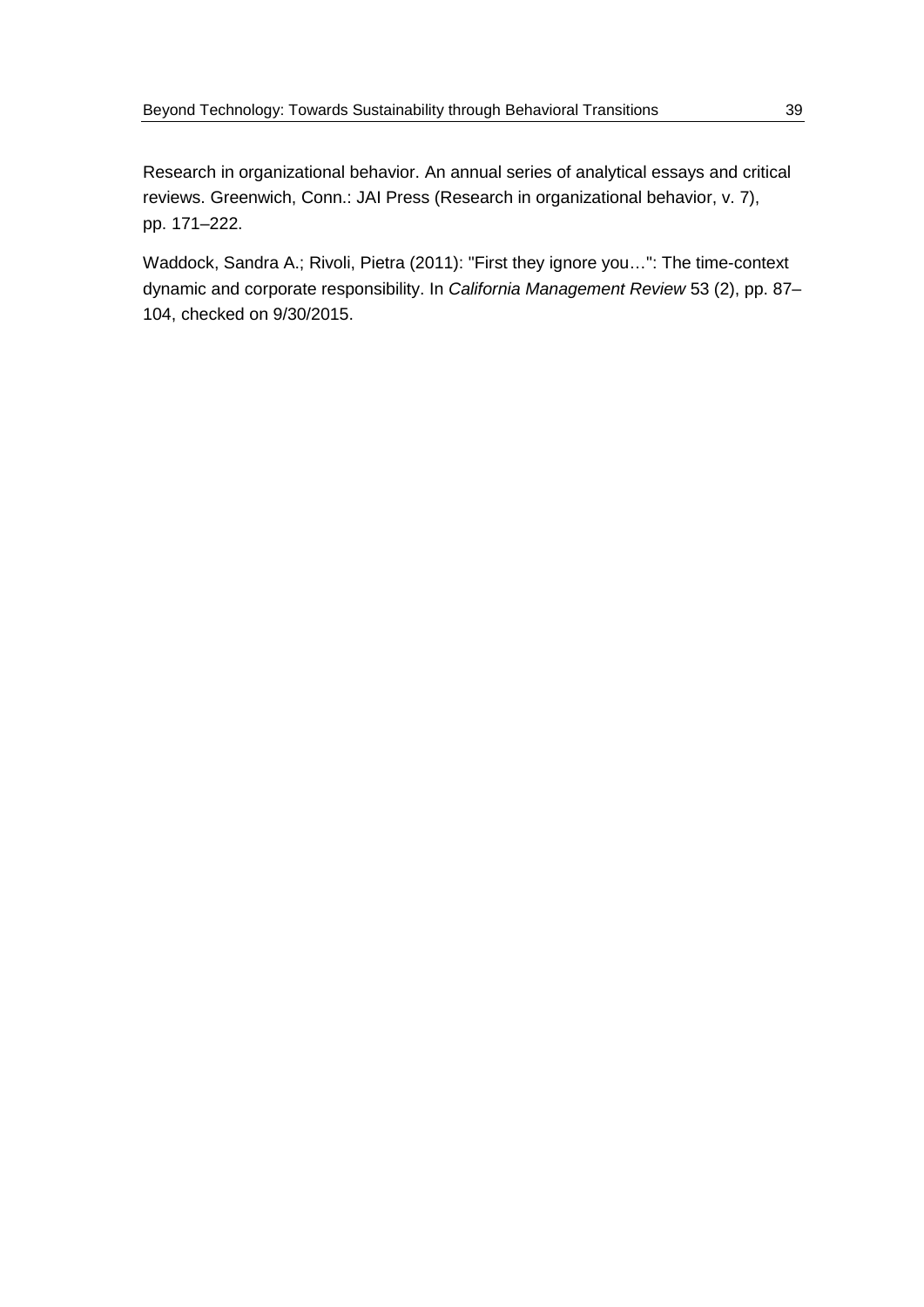Research in organizational behavior. An annual series of analytical essays and critical reviews. Greenwich, Conn.: JAI Press (Research in organizational behavior, v. 7), pp. 171–222.

Waddock, Sandra A.; Rivoli, Pietra (2011): "First they ignore you…": The time-context dynamic and corporate responsibility. In *California Management Review* 53 (2), pp. 87–104, checked on 9/30/2015.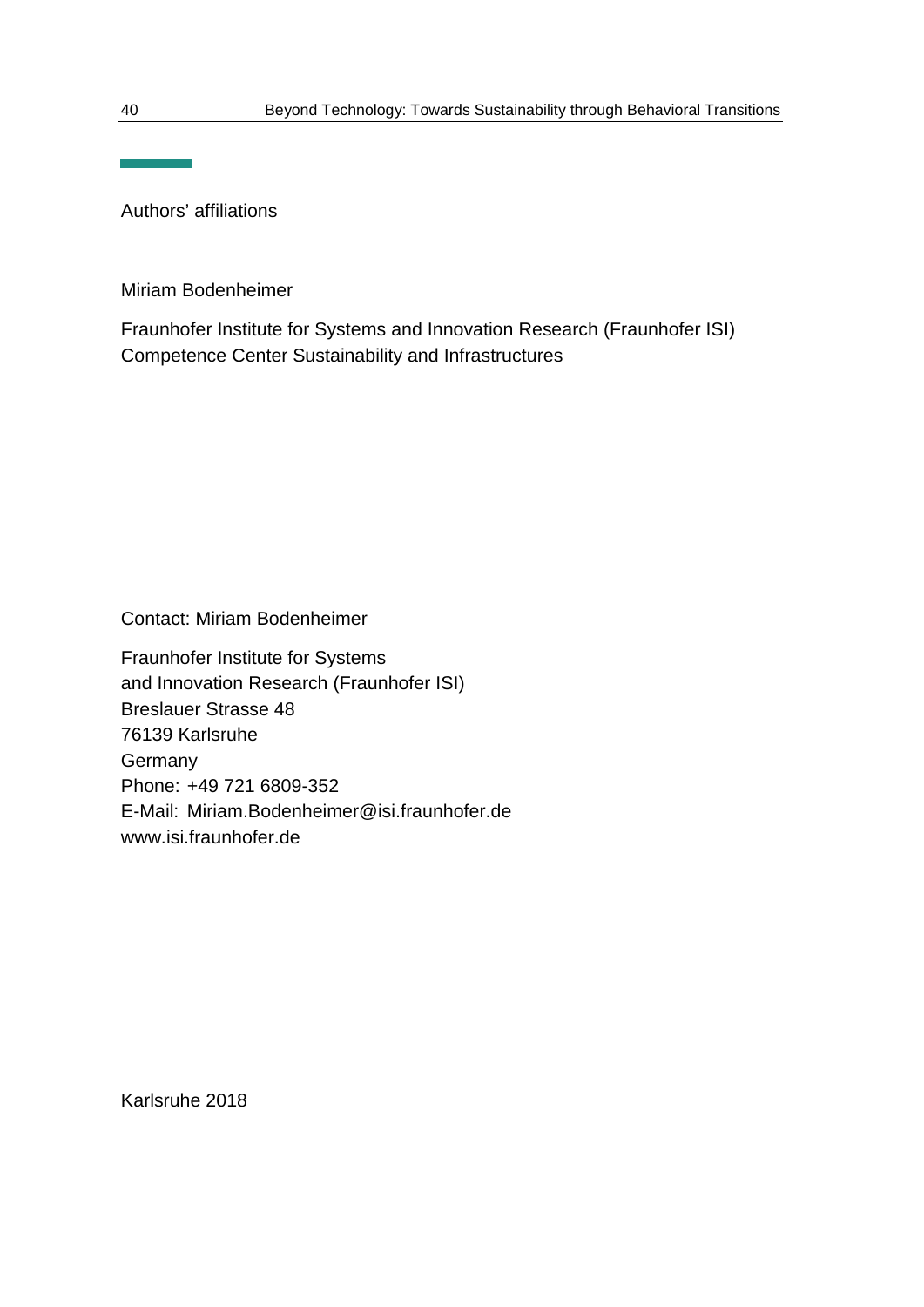## Authors' affiliations

Miriam Bodenheimer

Fraunhofer Institute for Systems and Innovation Research (Fraunhofer ISI)
Competence Center Sustainability and Infrastructures

Contact: Miriam Bodenheimer

Fraunhofer Institute for Systems
and Innovation Research (Fraunhofer ISI)
Breslauer Strasse 48
76139 Karlsruhe
Germany
Phone: +49 721 6809-352
E-Mail: Miriam.Bodenheimer@isi.fraunhofer.de
www.isi.fraunhofer.de

Karlsruhe 2018